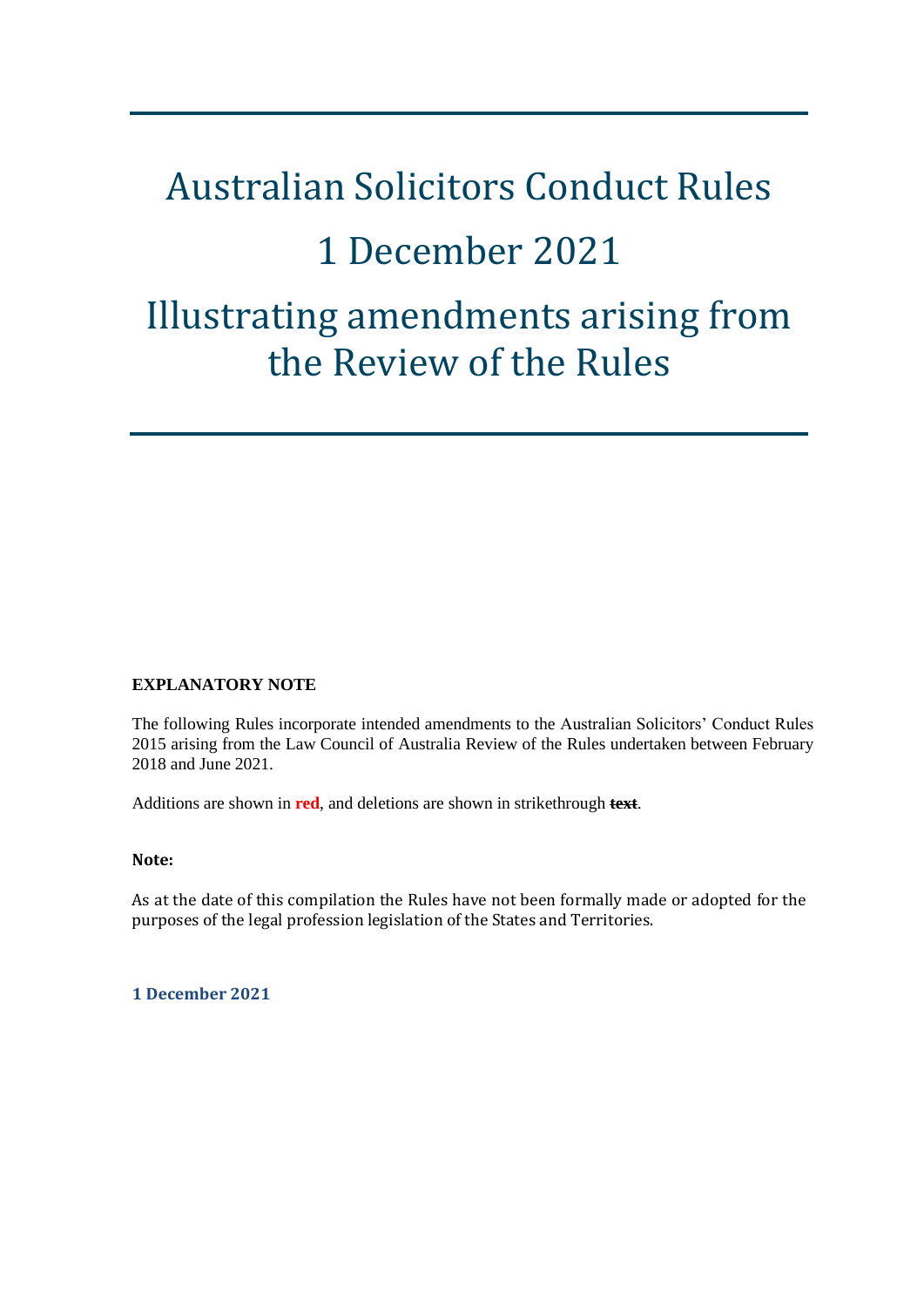# Australian Solicitors Conduct Rules

# 1 December 2021

# Illustrating amendments arising from the Review of the Rules

**EXPLANATORY NOTE**

The following Rules incorporate intended amendments to the Australian Solicitors' Conduct Rules 2015 arising from the Law Council of Australia Review of the Rules undertaken between February 2018 and June 2021.

Additions are shown in **red**, and deletions are shown in strikethrough ~~**text**~~.

**Note:**

As at the date of this compilation the Rules have not been formally made or adopted for the purposes of the legal profession legislation of the States and Territories.

**1 December 2021**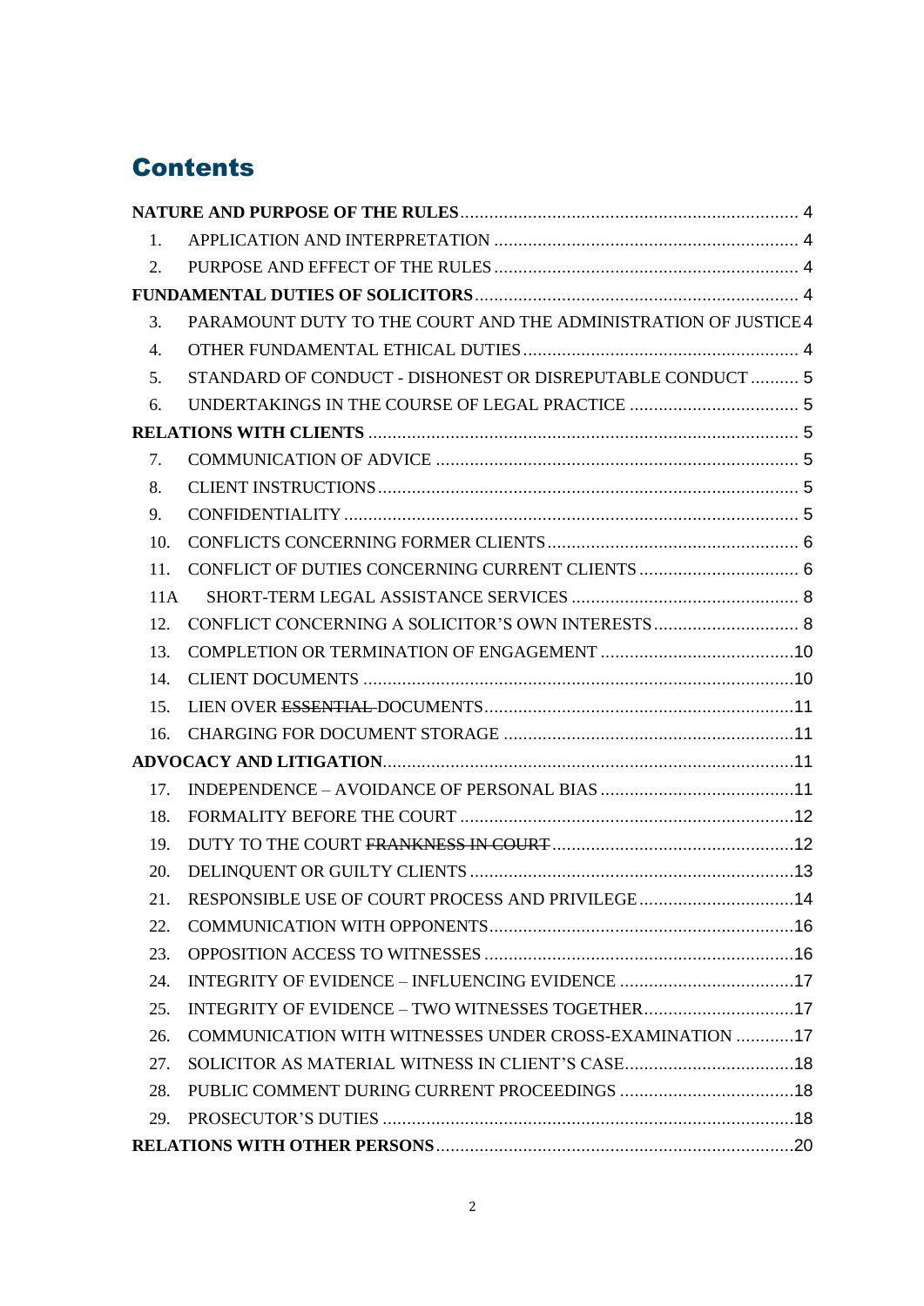# Contents

**NATURE AND PURPOSE OF THE RULES** ........ 4

1. APPLICATION AND INTERPRETATION ........ 4
2. PURPOSE AND EFFECT OF THE RULES ........ 4

**FUNDAMENTAL DUTIES OF SOLICITORS** ........ 4

3. PARAMOUNT DUTY TO THE COURT AND THE ADMINISTRATION OF JUSTICE ........ 4
4. OTHER FUNDAMENTAL ETHICAL DUTIES ........ 4
5. STANDARD OF CONDUCT - DISHONEST OR DISREPUTABLE CONDUCT ........ 5
6. UNDERTAKINGS IN THE COURSE OF LEGAL PRACTICE ........ 5

**RELATIONS WITH CLIENTS** ........ 5

7. COMMUNICATION OF ADVICE ........ 5
8. CLIENT INSTRUCTIONS ........ 5
9. CONFIDENTIALITY ........ 5
10. CONFLICTS CONCERNING FORMER CLIENTS ........ 6
11. CONFLICT OF DUTIES CONCERNING CURRENT CLIENTS ........ 6

11A SHORT-TERM LEGAL ASSISTANCE SERVICES ........ 8

12. CONFLICT CONCERNING A SOLICITOR'S OWN INTERESTS ........ 8
13. COMPLETION OR TERMINATION OF ENGAGEMENT ........ 10
14. CLIENT DOCUMENTS ........ 10
15. LIEN OVER ~~ESSENTIAL~~ DOCUMENTS ........ 11
16. CHARGING FOR DOCUMENT STORAGE ........ 11

**ADVOCACY AND LITIGATION** ........ 11

17. INDEPENDENCE – AVOIDANCE OF PERSONAL BIAS ........ 11
18. FORMALITY BEFORE THE COURT ........ 12
19. DUTY TO THE COURT ~~FRANKNESS IN COURT~~ ........ 12
20. DELINQUENT OR GUILTY CLIENTS ........ 13
21. RESPONSIBLE USE OF COURT PROCESS AND PRIVILEGE ........ 14
22. COMMUNICATION WITH OPPONENTS ........ 16
23. OPPOSITION ACCESS TO WITNESSES ........ 16
24. INTEGRITY OF EVIDENCE – INFLUENCING EVIDENCE ........ 17
25. INTEGRITY OF EVIDENCE – TWO WITNESSES TOGETHER ........ 17
26. COMMUNICATION WITH WITNESSES UNDER CROSS-EXAMINATION ........ 17
27. SOLICITOR AS MATERIAL WITNESS IN CLIENT'S CASE ........ 18
28. PUBLIC COMMENT DURING CURRENT PROCEEDINGS ........ 18
29. PROSECUTOR'S DUTIES ........ 18

**RELATIONS WITH OTHER PERSONS** ........ 20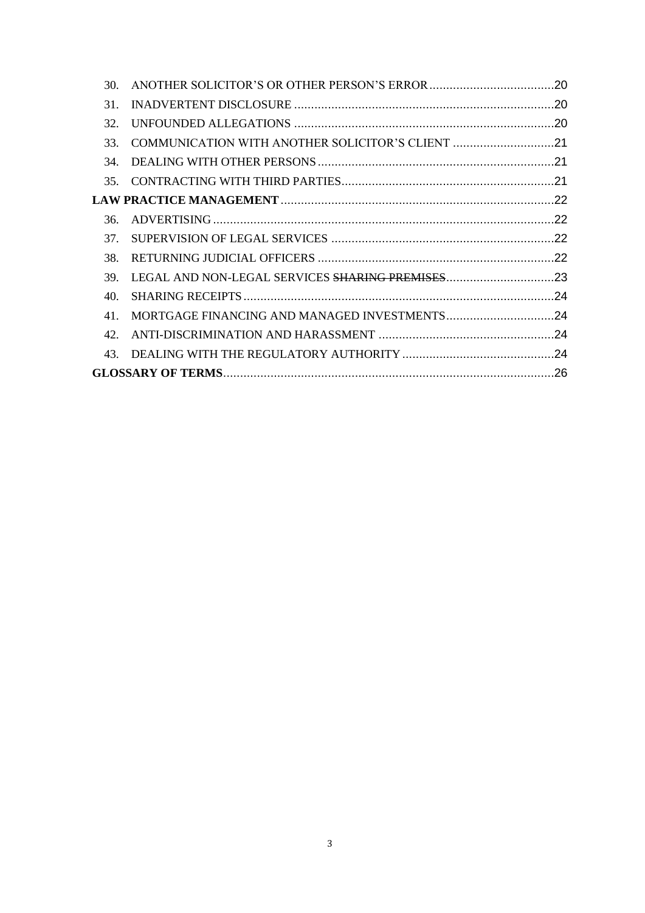30. ANOTHER SOLICITOR'S OR OTHER PERSON'S ERROR .....20
31. INADVERTENT DISCLOSURE .....20
32. UNFOUNDED ALLEGATIONS .....20
33. COMMUNICATION WITH ANOTHER SOLICITOR'S CLIENT .....21
34. DEALING WITH OTHER PERSONS .....21
35. CONTRACTING WITH THIRD PARTIES .....21

**LAW PRACTICE MANAGEMENT** .....22

36. ADVERTISING .....22
37. SUPERVISION OF LEGAL SERVICES .....22
38. RETURNING JUDICIAL OFFICERS .....22
39. LEGAL AND NON-LEGAL SERVICES ~~SHARING PREMISES~~ .....23
40. SHARING RECEIPTS .....24
41. MORTGAGE FINANCING AND MANAGED INVESTMENTS .....24
42. ANTI-DISCRIMINATION AND HARASSMENT .....24
43. DEALING WITH THE REGULATORY AUTHORITY .....24

**GLOSSARY OF TERMS** .....26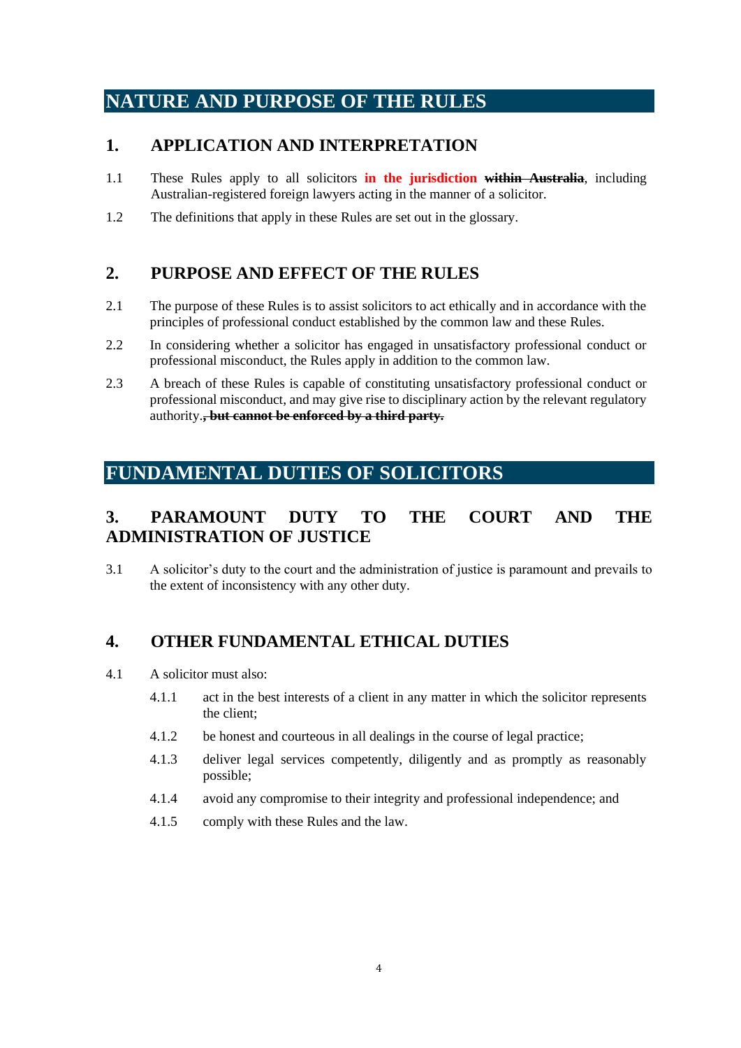# NATURE AND PURPOSE OF THE RULES

## 1. APPLICATION AND INTERPRETATION

1.1 These Rules apply to all solicitors **in the jurisdiction** ~~**within Australia**~~, including Australian-registered foreign lawyers acting in the manner of a solicitor.

1.2 The definitions that apply in these Rules are set out in the glossary.

## 2. PURPOSE AND EFFECT OF THE RULES

2.1 The purpose of these Rules is to assist solicitors to act ethically and in accordance with the principles of professional conduct established by the common law and these Rules.

2.2 In considering whether a solicitor has engaged in unsatisfactory professional conduct or professional misconduct, the Rules apply in addition to the common law.

2.3 A breach of these Rules is capable of constituting unsatisfactory professional conduct or professional misconduct, and may give rise to disciplinary action by the relevant regulatory authority.~~**, but cannot be enforced by a third party.**~~

# FUNDAMENTAL DUTIES OF SOLICITORS

## 3. PARAMOUNT DUTY TO THE COURT AND THE ADMINISTRATION OF JUSTICE

3.1 A solicitor's duty to the court and the administration of justice is paramount and prevails to the extent of inconsistency with any other duty.

## 4. OTHER FUNDAMENTAL ETHICAL DUTIES

4.1 A solicitor must also:

4.1.1 act in the best interests of a client in any matter in which the solicitor represents the client;

4.1.2 be honest and courteous in all dealings in the course of legal practice;

4.1.3 deliver legal services competently, diligently and as promptly as reasonably possible;

4.1.4 avoid any compromise to their integrity and professional independence; and

4.1.5 comply with these Rules and the law.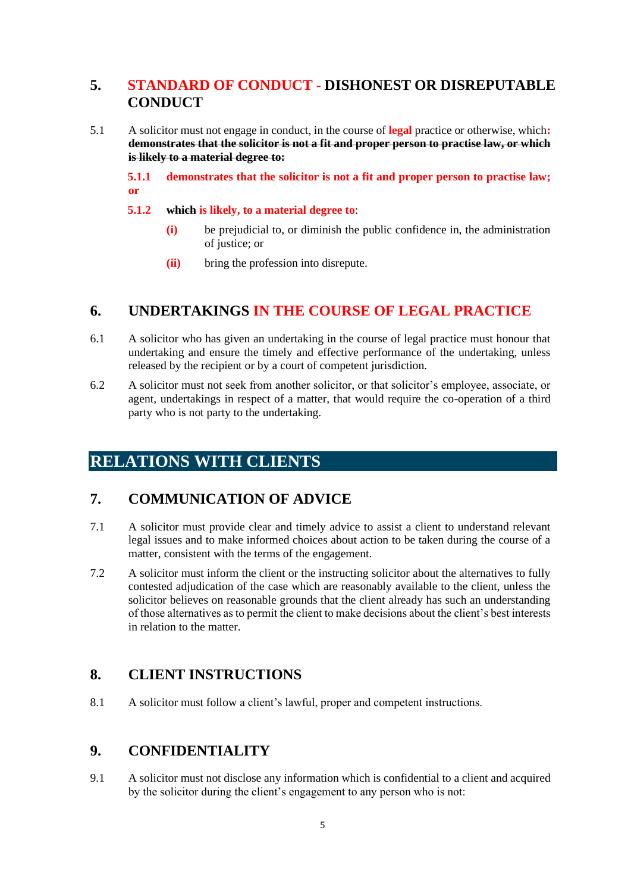## 5. STANDARD OF CONDUCT - DISHONEST OR DISREPUTABLE CONDUCT

5.1 A solicitor must not engage in conduct, in the course of **legal** practice or otherwise, which**:** ~~**demonstrates that the solicitor is not a fit and proper person to practise law, or which is likely to a material degree to:**~~

**5.1.1 demonstrates that the solicitor is not a fit and proper person to practise law; or**

**5.1.2** ~~**which**~~ **is likely, to a material degree to**:

**(i)** be prejudicial to, or diminish the public confidence in, the administration of justice; or

**(ii)** bring the profession into disrepute.

## 6. UNDERTAKINGS IN THE COURSE OF LEGAL PRACTICE

6.1 A solicitor who has given an undertaking in the course of legal practice must honour that undertaking and ensure the timely and effective performance of the undertaking, unless released by the recipient or by a court of competent jurisdiction.

6.2 A solicitor must not seek from another solicitor, or that solicitor's employee, associate, or agent, undertakings in respect of a matter, that would require the co-operation of a third party who is not party to the undertaking.

# RELATIONS WITH CLIENTS

## 7. COMMUNICATION OF ADVICE

7.1 A solicitor must provide clear and timely advice to assist a client to understand relevant legal issues and to make informed choices about action to be taken during the course of a matter, consistent with the terms of the engagement.

7.2 A solicitor must inform the client or the instructing solicitor about the alternatives to fully contested adjudication of the case which are reasonably available to the client, unless the solicitor believes on reasonable grounds that the client already has such an understanding of those alternatives as to permit the client to make decisions about the client's best interests in relation to the matter.

## 8. CLIENT INSTRUCTIONS

8.1 A solicitor must follow a client's lawful, proper and competent instructions.

## 9. CONFIDENTIALITY

9.1 A solicitor must not disclose any information which is confidential to a client and acquired by the solicitor during the client's engagement to any person who is not: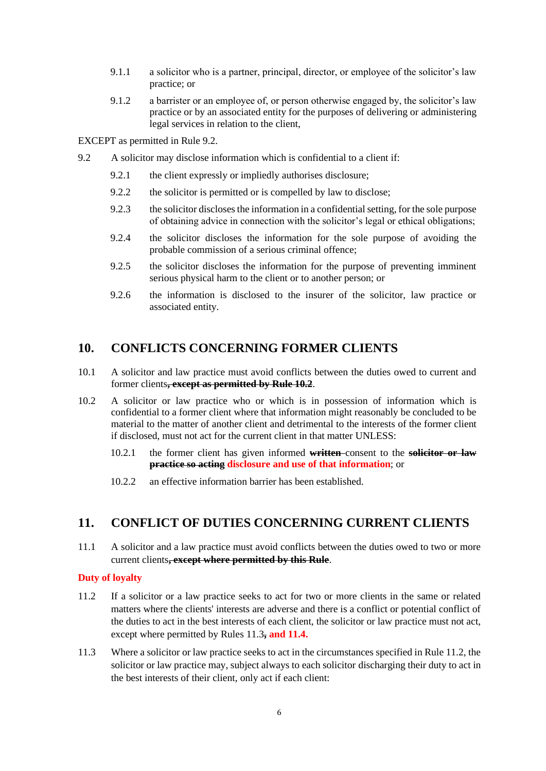9.1.1 a solicitor who is a partner, principal, director, or employee of the solicitor's law practice; or

9.1.2 a barrister or an employee of, or person otherwise engaged by, the solicitor's law practice or by an associated entity for the purposes of delivering or administering legal services in relation to the client,

EXCEPT as permitted in Rule 9.2.

9.2 A solicitor may disclose information which is confidential to a client if:

9.2.1 the client expressly or impliedly authorises disclosure;

9.2.2 the solicitor is permitted or is compelled by law to disclose;

9.2.3 the solicitor discloses the information in a confidential setting, for the sole purpose of obtaining advice in connection with the solicitor's legal or ethical obligations;

9.2.4 the solicitor discloses the information for the sole purpose of avoiding the probable commission of a serious criminal offence;

9.2.5 the solicitor discloses the information for the purpose of preventing imminent serious physical harm to the client or to another person; or

9.2.6 the information is disclosed to the insurer of the solicitor, law practice or associated entity.

## 10. CONFLICTS CONCERNING FORMER CLIENTS

10.1 A solicitor and law practice must avoid conflicts between the duties owed to current and former clients~~**, except as permitted by Rule 10.2**~~.

10.2 A solicitor or law practice who or which is in possession of information which is confidential to a former client where that information might reasonably be concluded to be material to the matter of another client and detrimental to the interests of the former client if disclosed, must not act for the current client in that matter UNLESS:

10.2.1 the former client has given informed ~~**written**~~ consent to the ~~**solicitor or law practice so acting**~~ **disclosure and use of that information**; or

10.2.2 an effective information barrier has been established.

## 11. CONFLICT OF DUTIES CONCERNING CURRENT CLIENTS

11.1 A solicitor and a law practice must avoid conflicts between the duties owed to two or more current clients~~**, except where permitted by this Rule**~~.

**Duty of loyalty**

11.2 If a solicitor or a law practice seeks to act for two or more clients in the same or related matters where the clients' interests are adverse and there is a conflict or potential conflict of the duties to act in the best interests of each client, the solicitor or law practice must not act, except where permitted by Rules 11.3~~,~~ **and 11.4.**

11.3 Where a solicitor or law practice seeks to act in the circumstances specified in Rule 11.2, the solicitor or law practice may, subject always to each solicitor discharging their duty to act in the best interests of their client, only act if each client: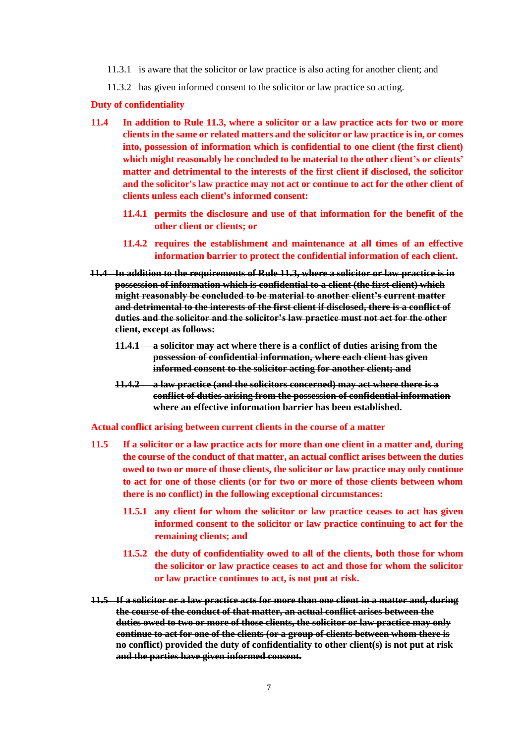11.3.1 is aware that the solicitor or law practice is also acting for another client; and

11.3.2 has given informed consent to the solicitor or law practice so acting.

**Duty of confidentiality**

**11.4 In addition to Rule 11.3, where a solicitor or a law practice acts for two or more clients in the same or related matters and the solicitor or law practice is in, or comes into, possession of information which is confidential to one client (the first client) which might reasonably be concluded to be material to the other client's or clients' matter and detrimental to the interests of the first client if disclosed, the solicitor and the solicitor's law practice may not act or continue to act for the other client of clients unless each client's informed consent:**

**11.4.1 permits the disclosure and use of that information for the benefit of the other client or clients; or**

**11.4.2 requires the establishment and maintenance at all times of an effective information barrier to protect the confidential information of each client.**

~~**11.4 In addition to the requirements of Rule 11.3, where a solicitor or law practice is in possession of information which is confidential to a client (the first client) which might reasonably be concluded to be material to another client's current matter and detrimental to the interests of the first client if disclosed, there is a conflict of duties and the solicitor and the solicitor's law practice must not act for the other client, except as follows:**~~

~~**11.4.1 a solicitor may act where there is a conflict of duties arising from the possession of confidential information, where each client has given informed consent to the solicitor acting for another client; and**~~

~~**11.4.2 a law practice (and the solicitors concerned) may act where there is a conflict of duties arising from the possession of confidential information where an effective information barrier has been established.**~~

**Actual conflict arising between current clients in the course of a matter**

**11.5 If a solicitor or a law practice acts for more than one client in a matter and, during the course of the conduct of that matter, an actual conflict arises between the duties owed to two or more of those clients, the solicitor or law practice may only continue to act for one of those clients (or for two or more of those clients between whom there is no conflict) in the following exceptional circumstances:**

**11.5.1 any client for whom the solicitor or law practice ceases to act has given informed consent to the solicitor or law practice continuing to act for the remaining clients; and**

**11.5.2 the duty of confidentiality owed to all of the clients, both those for whom the solicitor or law practice ceases to act and those for whom the solicitor or law practice continues to act, is not put at risk.**

~~**11.5 If a solicitor or a law practice acts for more than one client in a matter and, during the course of the conduct of that matter, an actual conflict arises between the duties owed to two or more of those clients, the solicitor or law practice may only continue to act for one of the clients (or a group of clients between whom there is no conflict) provided the duty of confidentiality to other client(s) is not put at risk and the parties have given informed consent.**~~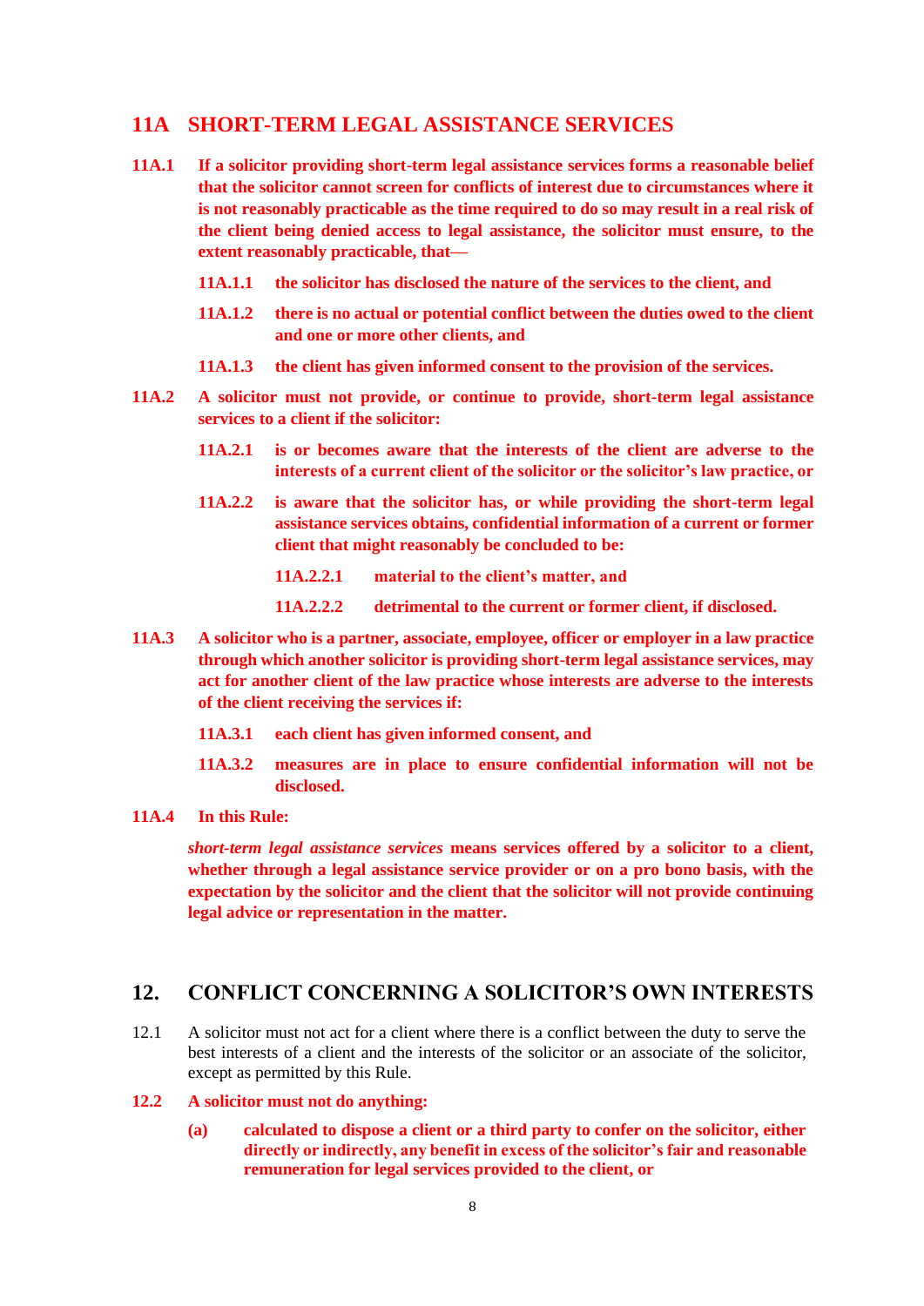## 11A SHORT-TERM LEGAL ASSISTANCE SERVICES

**11A.1 If a solicitor providing short-term legal assistance services forms a reasonable belief that the solicitor cannot screen for conflicts of interest due to circumstances where it is not reasonably practicable as the time required to do so may result in a real risk of the client being denied access to legal assistance, the solicitor must ensure, to the extent reasonably practicable, that—**

**11A.1.1 the solicitor has disclosed the nature of the services to the client, and**

**11A.1.2 there is no actual or potential conflict between the duties owed to the client and one or more other clients, and**

**11A.1.3 the client has given informed consent to the provision of the services.**

**11A.2 A solicitor must not provide, or continue to provide, short-term legal assistance services to a client if the solicitor:**

**11A.2.1 is or becomes aware that the interests of the client are adverse to the interests of a current client of the solicitor or the solicitor's law practice, or**

**11A.2.2 is aware that the solicitor has, or while providing the short-term legal assistance services obtains, confidential information of a current or former client that might reasonably be concluded to be:**

**11A.2.2.1 material to the client's matter, and**

**11A.2.2.2 detrimental to the current or former client, if disclosed.**

**11A.3 A solicitor who is a partner, associate, employee, officer or employer in a law practice through which another solicitor is providing short-term legal assistance services, may act for another client of the law practice whose interests are adverse to the interests of the client receiving the services if:**

**11A.3.1 each client has given informed consent, and**

**11A.3.2 measures are in place to ensure confidential information will not be disclosed.**

**11A.4 In this Rule:**

***short-term legal assistance services*** **means services offered by a solicitor to a client, whether through a legal assistance service provider or on a pro bono basis, with the expectation by the solicitor and the client that the solicitor will not provide continuing legal advice or representation in the matter.**

## 12. CONFLICT CONCERNING A SOLICITOR'S OWN INTERESTS

12.1 A solicitor must not act for a client where there is a conflict between the duty to serve the best interests of a client and the interests of the solicitor or an associate of the solicitor, except as permitted by this Rule.

**12.2 A solicitor must not do anything:**

**(a) calculated to dispose a client or a third party to confer on the solicitor, either directly or indirectly, any benefit in excess of the solicitor's fair and reasonable remuneration for legal services provided to the client, or**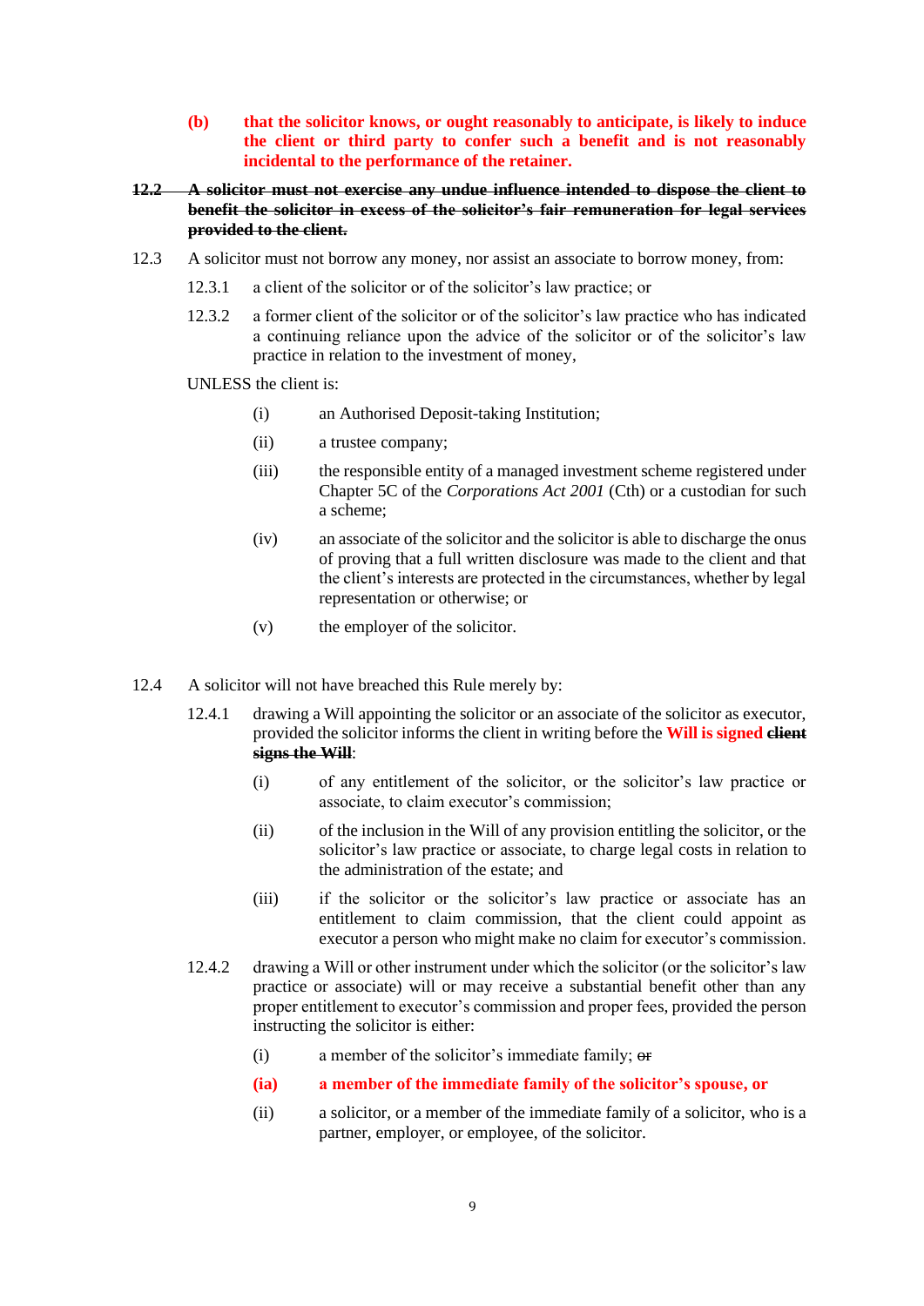**(b) that the solicitor knows, or ought reasonably to anticipate, is likely to induce the client or third party to confer such a benefit and is not reasonably incidental to the performance of the retainer.**

~~**12.2 A solicitor must not exercise any undue influence intended to dispose the client to benefit the solicitor in excess of the solicitor's fair remuneration for legal services provided to the client.**~~

12.3 A solicitor must not borrow any money, nor assist an associate to borrow money, from:

12.3.1 a client of the solicitor or of the solicitor's law practice; or

12.3.2 a former client of the solicitor or of the solicitor's law practice who has indicated a continuing reliance upon the advice of the solicitor or of the solicitor's law practice in relation to the investment of money,

UNLESS the client is:

(i) an Authorised Deposit-taking Institution;

(ii) a trustee company;

(iii) the responsible entity of a managed investment scheme registered under Chapter 5C of the *Corporations Act 2001* (Cth) or a custodian for such a scheme;

(iv) an associate of the solicitor and the solicitor is able to discharge the onus of proving that a full written disclosure was made to the client and that the client's interests are protected in the circumstances, whether by legal representation or otherwise; or

(v) the employer of the solicitor.

12.4 A solicitor will not have breached this Rule merely by:

12.4.1 drawing a Will appointing the solicitor or an associate of the solicitor as executor, provided the solicitor informs the client in writing before the **Will is signed** ~~**client signs the Will**~~:

(i) of any entitlement of the solicitor, or the solicitor's law practice or associate, to claim executor's commission;

(ii) of the inclusion in the Will of any provision entitling the solicitor, or the solicitor's law practice or associate, to charge legal costs in relation to the administration of the estate; and

(iii) if the solicitor or the solicitor's law practice or associate has an entitlement to claim commission, that the client could appoint as executor a person who might make no claim for executor's commission.

12.4.2 drawing a Will or other instrument under which the solicitor (or the solicitor's law practice or associate) will or may receive a substantial benefit other than any proper entitlement to executor's commission and proper fees, provided the person instructing the solicitor is either:

(i) a member of the solicitor's immediate family; ~~or~~

**(ia) a member of the immediate family of the solicitor's spouse, or**

(ii) a solicitor, or a member of the immediate family of a solicitor, who is a partner, employer, or employee, of the solicitor.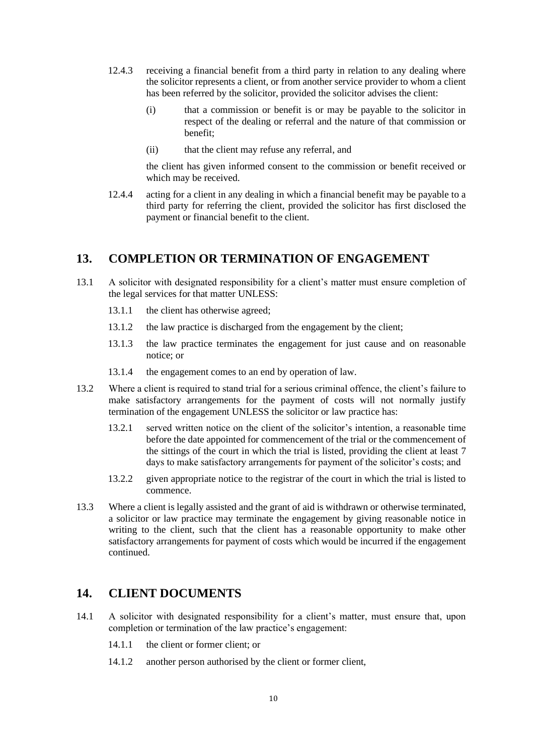12.4.3 receiving a financial benefit from a third party in relation to any dealing where the solicitor represents a client, or from another service provider to whom a client has been referred by the solicitor, provided the solicitor advises the client:

(i) that a commission or benefit is or may be payable to the solicitor in respect of the dealing or referral and the nature of that commission or benefit;

(ii) that the client may refuse any referral, and

the client has given informed consent to the commission or benefit received or which may be received.

12.4.4 acting for a client in any dealing in which a financial benefit may be payable to a third party for referring the client, provided the solicitor has first disclosed the payment or financial benefit to the client.

## 13. COMPLETION OR TERMINATION OF ENGAGEMENT

13.1 A solicitor with designated responsibility for a client's matter must ensure completion of the legal services for that matter UNLESS:

13.1.1 the client has otherwise agreed;

13.1.2 the law practice is discharged from the engagement by the client;

13.1.3 the law practice terminates the engagement for just cause and on reasonable notice; or

13.1.4 the engagement comes to an end by operation of law.

13.2 Where a client is required to stand trial for a serious criminal offence, the client's failure to make satisfactory arrangements for the payment of costs will not normally justify termination of the engagement UNLESS the solicitor or law practice has:

13.2.1 served written notice on the client of the solicitor's intention, a reasonable time before the date appointed for commencement of the trial or the commencement of the sittings of the court in which the trial is listed, providing the client at least 7 days to make satisfactory arrangements for payment of the solicitor's costs; and

13.2.2 given appropriate notice to the registrar of the court in which the trial is listed to commence.

13.3 Where a client is legally assisted and the grant of aid is withdrawn or otherwise terminated, a solicitor or law practice may terminate the engagement by giving reasonable notice in writing to the client, such that the client has a reasonable opportunity to make other satisfactory arrangements for payment of costs which would be incurred if the engagement continued.

## 14. CLIENT DOCUMENTS

14.1 A solicitor with designated responsibility for a client's matter, must ensure that, upon completion or termination of the law practice's engagement:

14.1.1 the client or former client; or

14.1.2 another person authorised by the client or former client,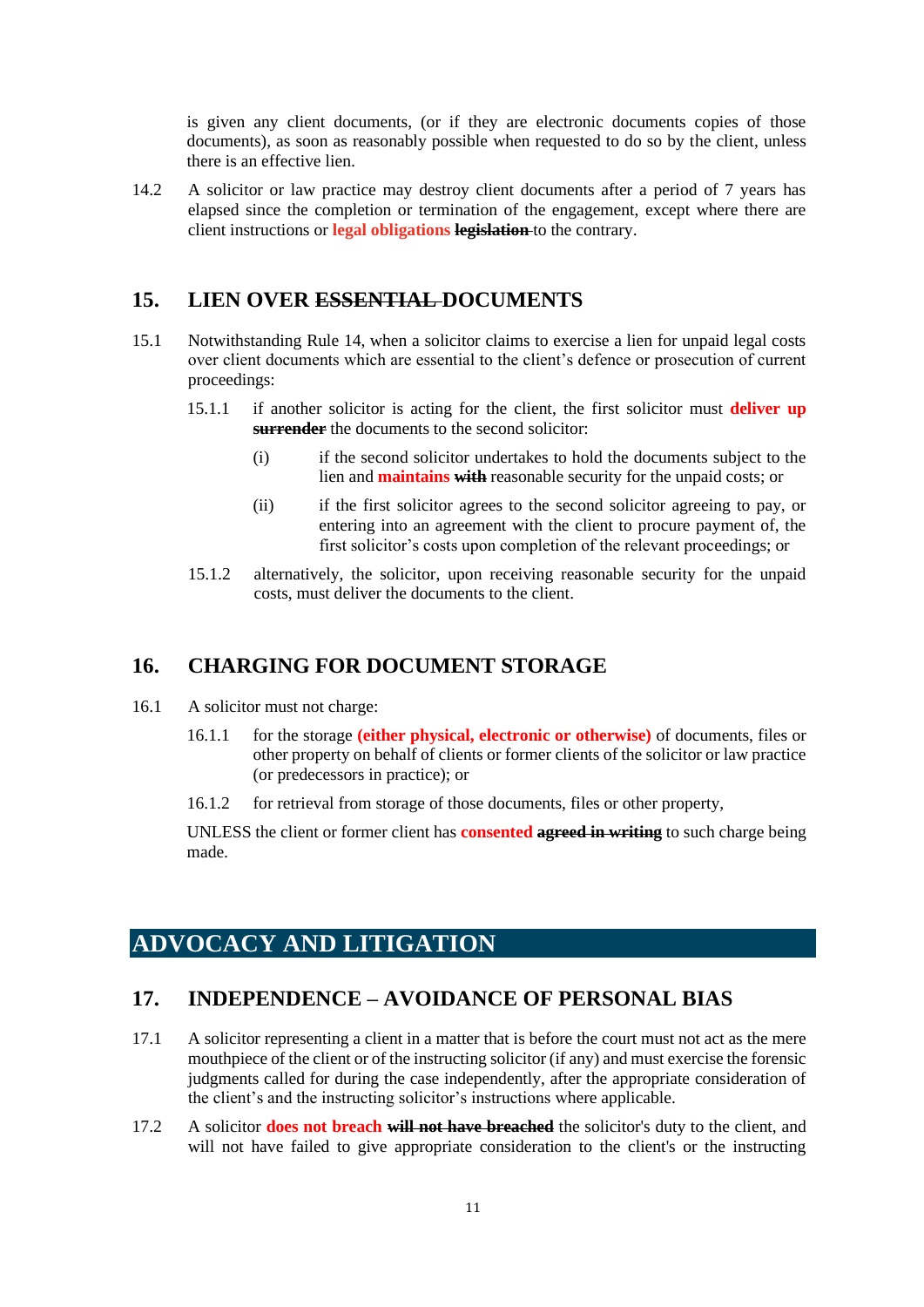is given any client documents, (or if they are electronic documents copies of those documents), as soon as reasonably possible when requested to do so by the client, unless there is an effective lien.

14.2 A solicitor or law practice may destroy client documents after a period of 7 years has elapsed since the completion or termination of the engagement, except where there are client instructions or **legal obligations** ~~**legislation**~~ to the contrary.

## 15. LIEN OVER ~~ESSENTIAL~~ DOCUMENTS

15.1 Notwithstanding Rule 14, when a solicitor claims to exercise a lien for unpaid legal costs over client documents which are essential to the client's defence or prosecution of current proceedings:

15.1.1 if another solicitor is acting for the client, the first solicitor must **deliver up** ~~**surrender**~~ the documents to the second solicitor:

(i) if the second solicitor undertakes to hold the documents subject to the lien and **maintains** ~~**with**~~ reasonable security for the unpaid costs; or

(ii) if the first solicitor agrees to the second solicitor agreeing to pay, or entering into an agreement with the client to procure payment of, the first solicitor's costs upon completion of the relevant proceedings; or

15.1.2 alternatively, the solicitor, upon receiving reasonable security for the unpaid costs, must deliver the documents to the client.

## 16. CHARGING FOR DOCUMENT STORAGE

16.1 A solicitor must not charge:

16.1.1 for the storage **(either physical, electronic or otherwise)** of documents, files or other property on behalf of clients or former clients of the solicitor or law practice (or predecessors in practice); or

16.1.2 for retrieval from storage of those documents, files or other property,

UNLESS the client or former client has **consented** ~~**agreed in writing**~~ to such charge being made.

# ADVOCACY AND LITIGATION

## 17. INDEPENDENCE – AVOIDANCE OF PERSONAL BIAS

17.1 A solicitor representing a client in a matter that is before the court must not act as the mere mouthpiece of the client or of the instructing solicitor (if any) and must exercise the forensic judgments called for during the case independently, after the appropriate consideration of the client's and the instructing solicitor's instructions where applicable.

17.2 A solicitor **does not breach** ~~**will not have breached**~~ the solicitor's duty to the client, and will not have failed to give appropriate consideration to the client's or the instructing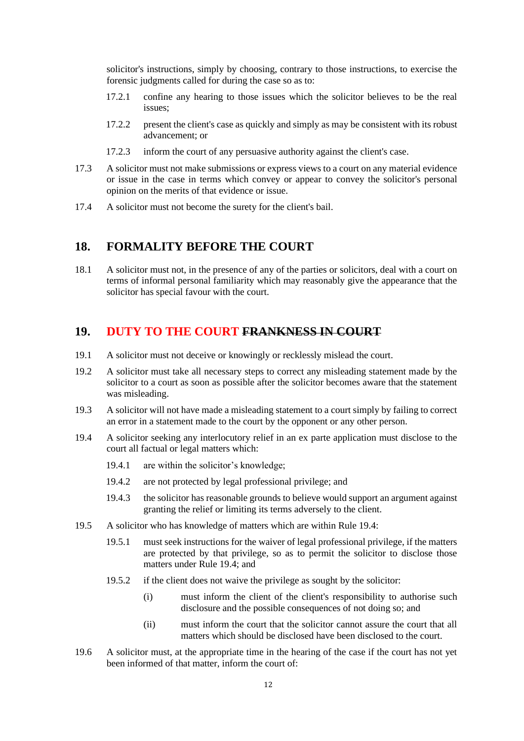solicitor's instructions, simply by choosing, contrary to those instructions, to exercise the forensic judgments called for during the case so as to:

17.2.1 confine any hearing to those issues which the solicitor believes to be the real issues;

17.2.2 present the client's case as quickly and simply as may be consistent with its robust advancement; or

17.2.3 inform the court of any persuasive authority against the client's case.

17.3 A solicitor must not make submissions or express views to a court on any material evidence or issue in the case in terms which convey or appear to convey the solicitor's personal opinion on the merits of that evidence or issue.

17.4 A solicitor must not become the surety for the client's bail.

## 18. FORMALITY BEFORE THE COURT

18.1 A solicitor must not, in the presence of any of the parties or solicitors, deal with a court on terms of informal personal familiarity which may reasonably give the appearance that the solicitor has special favour with the court.

## 19. DUTY TO THE COURT ~~FRANKNESS IN COURT~~

19.1 A solicitor must not deceive or knowingly or recklessly mislead the court.

19.2 A solicitor must take all necessary steps to correct any misleading statement made by the solicitor to a court as soon as possible after the solicitor becomes aware that the statement was misleading.

19.3 A solicitor will not have made a misleading statement to a court simply by failing to correct an error in a statement made to the court by the opponent or any other person.

19.4 A solicitor seeking any interlocutory relief in an ex parte application must disclose to the court all factual or legal matters which:

19.4.1 are within the solicitor's knowledge;

19.4.2 are not protected by legal professional privilege; and

19.4.3 the solicitor has reasonable grounds to believe would support an argument against granting the relief or limiting its terms adversely to the client.

19.5 A solicitor who has knowledge of matters which are within Rule 19.4:

19.5.1 must seek instructions for the waiver of legal professional privilege, if the matters are protected by that privilege, so as to permit the solicitor to disclose those matters under Rule 19.4; and

19.5.2 if the client does not waive the privilege as sought by the solicitor:

(i) must inform the client of the client's responsibility to authorise such disclosure and the possible consequences of not doing so; and

(ii) must inform the court that the solicitor cannot assure the court that all matters which should be disclosed have been disclosed to the court.

19.6 A solicitor must, at the appropriate time in the hearing of the case if the court has not yet been informed of that matter, inform the court of: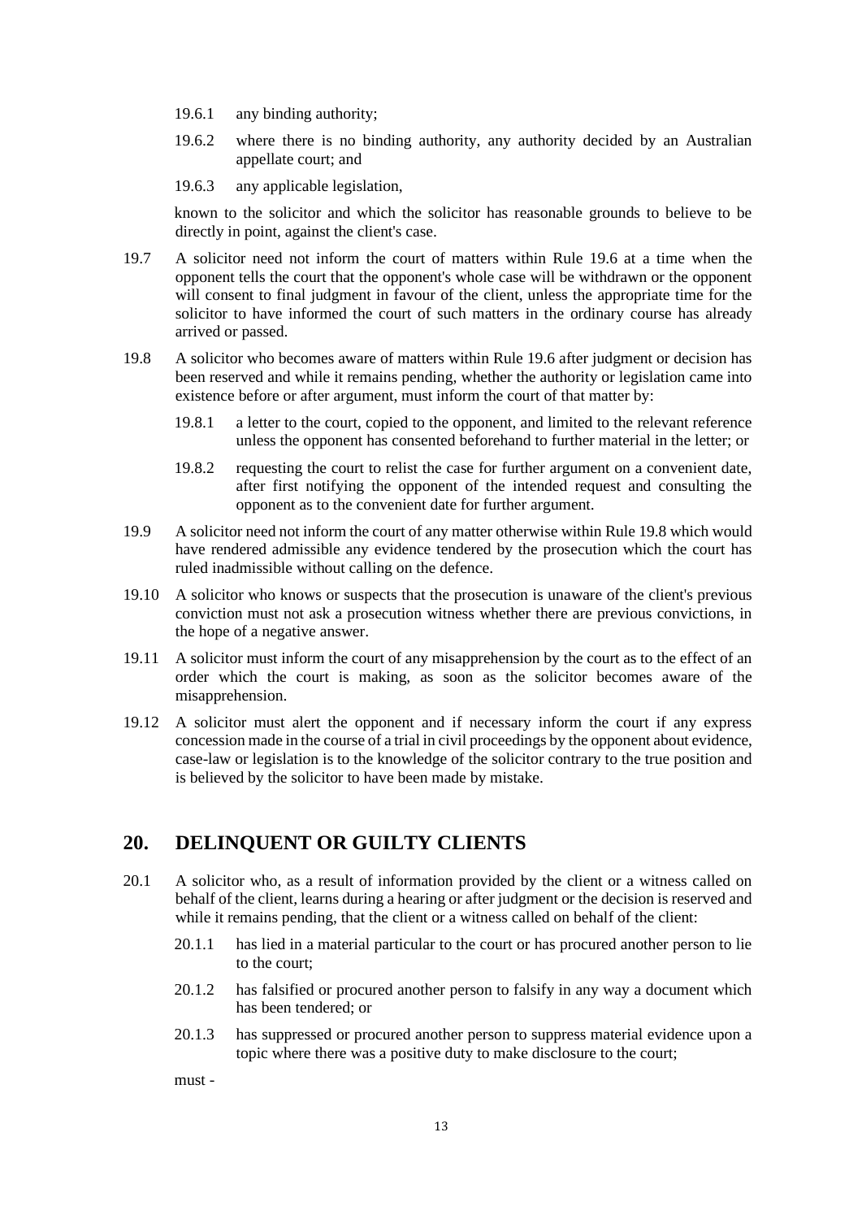19.6.1 any binding authority;

19.6.2 where there is no binding authority, any authority decided by an Australian appellate court; and

19.6.3 any applicable legislation,

known to the solicitor and which the solicitor has reasonable grounds to believe to be directly in point, against the client's case.

19.7 A solicitor need not inform the court of matters within Rule 19.6 at a time when the opponent tells the court that the opponent's whole case will be withdrawn or the opponent will consent to final judgment in favour of the client, unless the appropriate time for the solicitor to have informed the court of such matters in the ordinary course has already arrived or passed.

19.8 A solicitor who becomes aware of matters within Rule 19.6 after judgment or decision has been reserved and while it remains pending, whether the authority or legislation came into existence before or after argument, must inform the court of that matter by:

19.8.1 a letter to the court, copied to the opponent, and limited to the relevant reference unless the opponent has consented beforehand to further material in the letter; or

19.8.2 requesting the court to relist the case for further argument on a convenient date, after first notifying the opponent of the intended request and consulting the opponent as to the convenient date for further argument.

19.9 A solicitor need not inform the court of any matter otherwise within Rule 19.8 which would have rendered admissible any evidence tendered by the prosecution which the court has ruled inadmissible without calling on the defence.

19.10 A solicitor who knows or suspects that the prosecution is unaware of the client's previous conviction must not ask a prosecution witness whether there are previous convictions, in the hope of a negative answer.

19.11 A solicitor must inform the court of any misapprehension by the court as to the effect of an order which the court is making, as soon as the solicitor becomes aware of the misapprehension.

19.12 A solicitor must alert the opponent and if necessary inform the court if any express concession made in the course of a trial in civil proceedings by the opponent about evidence, case-law or legislation is to the knowledge of the solicitor contrary to the true position and is believed by the solicitor to have been made by mistake.

## 20. DELINQUENT OR GUILTY CLIENTS

20.1 A solicitor who, as a result of information provided by the client or a witness called on behalf of the client, learns during a hearing or after judgment or the decision is reserved and while it remains pending, that the client or a witness called on behalf of the client:

20.1.1 has lied in a material particular to the court or has procured another person to lie to the court;

20.1.2 has falsified or procured another person to falsify in any way a document which has been tendered; or

20.1.3 has suppressed or procured another person to suppress material evidence upon a topic where there was a positive duty to make disclosure to the court;

must -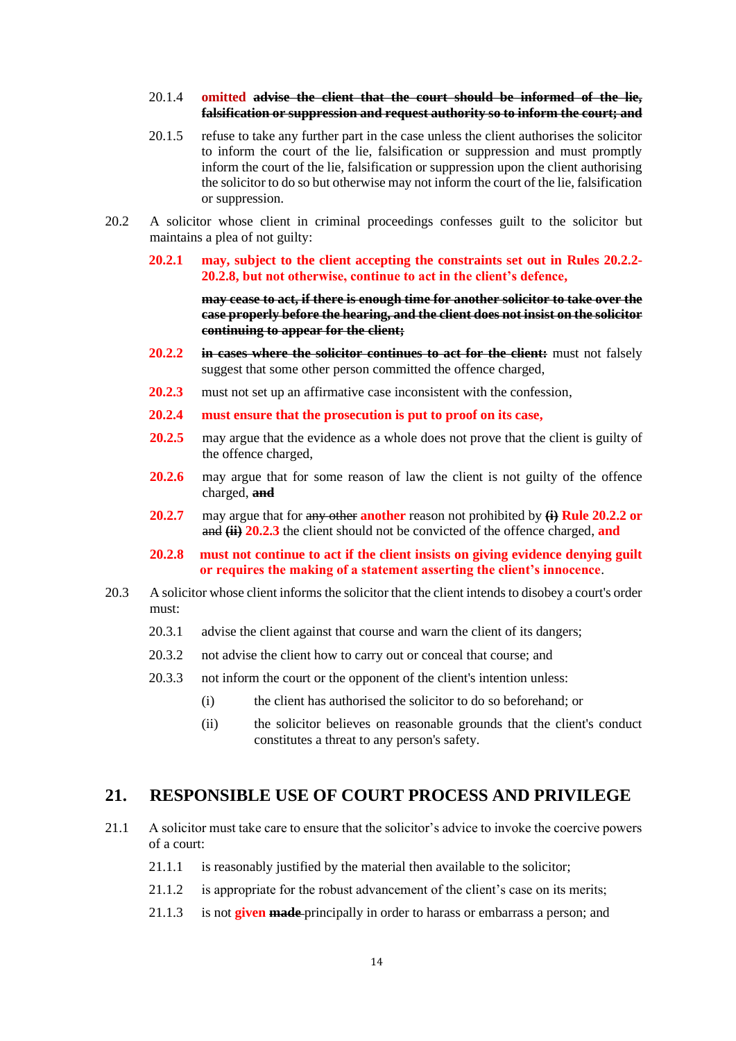20.1.4 **omitted** ~~**advise the client that the court should be informed of the lie, falsification or suppression and request authority so to inform the court; and**~~

20.1.5 refuse to take any further part in the case unless the client authorises the solicitor to inform the court of the lie, falsification or suppression and must promptly inform the court of the lie, falsification or suppression upon the client authorising the solicitor to do so but otherwise may not inform the court of the lie, falsification or suppression.

20.2 A solicitor whose client in criminal proceedings confesses guilt to the solicitor but maintains a plea of not guilty:

**20.2.1** **may, subject to the client accepting the constraints set out in Rules 20.2.2-20.2.8, but not otherwise, continue to act in the client's defence,**

~~**may cease to act, if there is enough time for another solicitor to take over the case properly before the hearing, and the client does not insist on the solicitor continuing to appear for the client;**~~

**20.2.2** ~~**in cases where the solicitor continues to act for the client:**~~ must not falsely suggest that some other person committed the offence charged,

**20.2.3** must not set up an affirmative case inconsistent with the confession,

**20.2.4** **must ensure that the prosecution is put to proof on its case,**

**20.2.5** may argue that the evidence as a whole does not prove that the client is guilty of the offence charged,

**20.2.6** may argue that for some reason of law the client is not guilty of the offence charged, ~~**and**~~

**20.2.7** may argue that for ~~any other~~ **another** reason not prohibited by ~~**(i)**~~ **Rule 20.2.2 or** ~~and~~ ~~**(ii)**~~ **20.2.3** the client should not be convicted of the offence charged, **and**

**20.2.8** **must not continue to act if the client insists on giving evidence denying guilt or requires the making of a statement asserting the client's innocence**.

20.3 A solicitor whose client informs the solicitor that the client intends to disobey a court's order must:

20.3.1 advise the client against that course and warn the client of its dangers;

20.3.2 not advise the client how to carry out or conceal that course; and

20.3.3 not inform the court or the opponent of the client's intention unless:

(i) the client has authorised the solicitor to do so beforehand; or

(ii) the solicitor believes on reasonable grounds that the client's conduct constitutes a threat to any person's safety.

## 21. RESPONSIBLE USE OF COURT PROCESS AND PRIVILEGE

21.1 A solicitor must take care to ensure that the solicitor's advice to invoke the coercive powers of a court:

21.1.1 is reasonably justified by the material then available to the solicitor;

21.1.2 is appropriate for the robust advancement of the client's case on its merits;

21.1.3 is not **given** ~~**made**~~ principally in order to harass or embarrass a person; and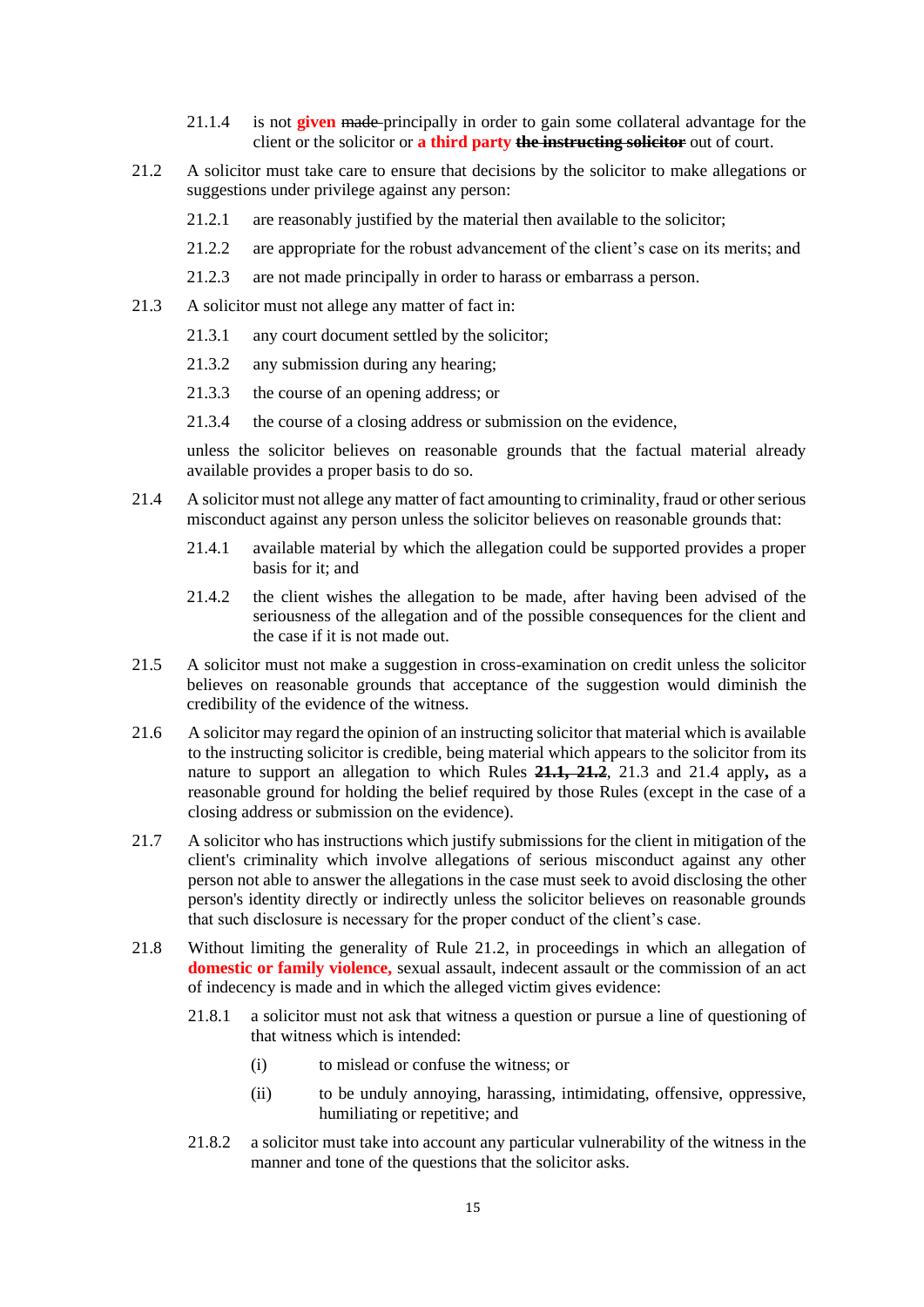21.1.4 is not **given** ~~made~~ principally in order to gain some collateral advantage for the client or the solicitor or **a third party** ~~**the instructing solicitor**~~ out of court.

21.2 A solicitor must take care to ensure that decisions by the solicitor to make allegations or suggestions under privilege against any person:

21.2.1 are reasonably justified by the material then available to the solicitor;

21.2.2 are appropriate for the robust advancement of the client's case on its merits; and

21.2.3 are not made principally in order to harass or embarrass a person.

21.3 A solicitor must not allege any matter of fact in:

21.3.1 any court document settled by the solicitor;

21.3.2 any submission during any hearing;

21.3.3 the course of an opening address; or

21.3.4 the course of a closing address or submission on the evidence,

unless the solicitor believes on reasonable grounds that the factual material already available provides a proper basis to do so.

21.4 A solicitor must not allege any matter of fact amounting to criminality, fraud or other serious misconduct against any person unless the solicitor believes on reasonable grounds that:

21.4.1 available material by which the allegation could be supported provides a proper basis for it; and

21.4.2 the client wishes the allegation to be made, after having been advised of the seriousness of the allegation and of the possible consequences for the client and the case if it is not made out.

21.5 A solicitor must not make a suggestion in cross-examination on credit unless the solicitor believes on reasonable grounds that acceptance of the suggestion would diminish the credibility of the evidence of the witness.

21.6 A solicitor may regard the opinion of an instructing solicitor that material which is available to the instructing solicitor is credible, being material which appears to the solicitor from its nature to support an allegation to which Rules ~~**21.1, 21.2**~~, 21.3 and 21.4 apply**,** as a reasonable ground for holding the belief required by those Rules (except in the case of a closing address or submission on the evidence).

21.7 A solicitor who has instructions which justify submissions for the client in mitigation of the client's criminality which involve allegations of serious misconduct against any other person not able to answer the allegations in the case must seek to avoid disclosing the other person's identity directly or indirectly unless the solicitor believes on reasonable grounds that such disclosure is necessary for the proper conduct of the client's case.

21.8 Without limiting the generality of Rule 21.2, in proceedings in which an allegation of **domestic or family violence,** sexual assault, indecent assault or the commission of an act of indecency is made and in which the alleged victim gives evidence:

21.8.1 a solicitor must not ask that witness a question or pursue a line of questioning of that witness which is intended:

(i) to mislead or confuse the witness; or

(ii) to be unduly annoying, harassing, intimidating, offensive, oppressive, humiliating or repetitive; and

21.8.2 a solicitor must take into account any particular vulnerability of the witness in the manner and tone of the questions that the solicitor asks.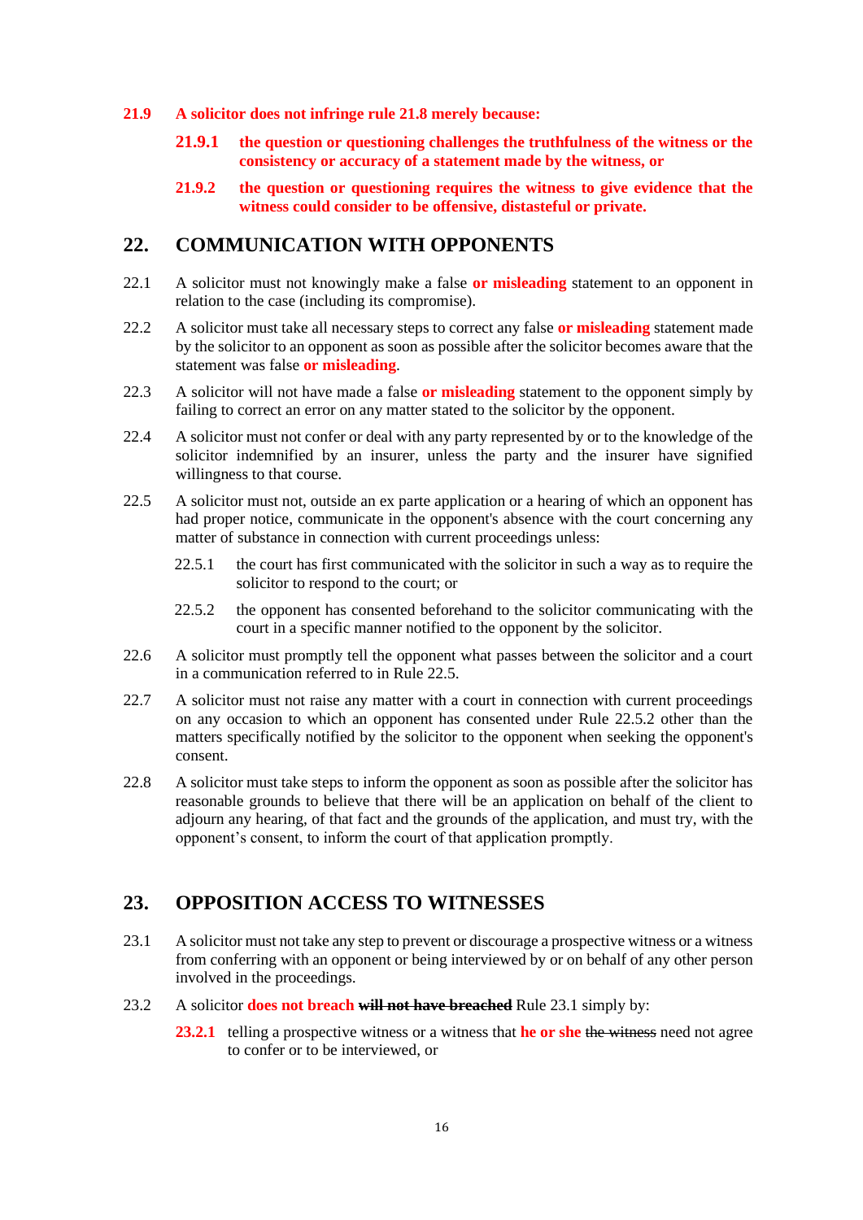**21.9 A solicitor does not infringe rule 21.8 merely because:**

**21.9.1 the question or questioning challenges the truthfulness of the witness or the consistency or accuracy of a statement made by the witness, or**

**21.9.2 the question or questioning requires the witness to give evidence that the witness could consider to be offensive, distasteful or private.**

## 22. COMMUNICATION WITH OPPONENTS

22.1 A solicitor must not knowingly make a false **or misleading** statement to an opponent in relation to the case (including its compromise).

22.2 A solicitor must take all necessary steps to correct any false **or misleading** statement made by the solicitor to an opponent as soon as possible after the solicitor becomes aware that the statement was false **or misleading**.

22.3 A solicitor will not have made a false **or misleading** statement to the opponent simply by failing to correct an error on any matter stated to the solicitor by the opponent.

22.4 A solicitor must not confer or deal with any party represented by or to the knowledge of the solicitor indemnified by an insurer, unless the party and the insurer have signified willingness to that course.

22.5 A solicitor must not, outside an ex parte application or a hearing of which an opponent has had proper notice, communicate in the opponent's absence with the court concerning any matter of substance in connection with current proceedings unless:

22.5.1 the court has first communicated with the solicitor in such a way as to require the solicitor to respond to the court; or

22.5.2 the opponent has consented beforehand to the solicitor communicating with the court in a specific manner notified to the opponent by the solicitor.

22.6 A solicitor must promptly tell the opponent what passes between the solicitor and a court in a communication referred to in Rule 22.5.

22.7 A solicitor must not raise any matter with a court in connection with current proceedings on any occasion to which an opponent has consented under Rule 22.5.2 other than the matters specifically notified by the solicitor to the opponent when seeking the opponent's consent.

22.8 A solicitor must take steps to inform the opponent as soon as possible after the solicitor has reasonable grounds to believe that there will be an application on behalf of the client to adjourn any hearing, of that fact and the grounds of the application, and must try, with the opponent's consent, to inform the court of that application promptly.

## 23. OPPOSITION ACCESS TO WITNESSES

23.1 A solicitor must not take any step to prevent or discourage a prospective witness or a witness from conferring with an opponent or being interviewed by or on behalf of any other person involved in the proceedings.

23.2 A solicitor **does not breach** ~~**will not have breached**~~ Rule 23.1 simply by:

**23.2.1** telling a prospective witness or a witness that **he or she** ~~the witness~~ need not agree to confer or to be interviewed, or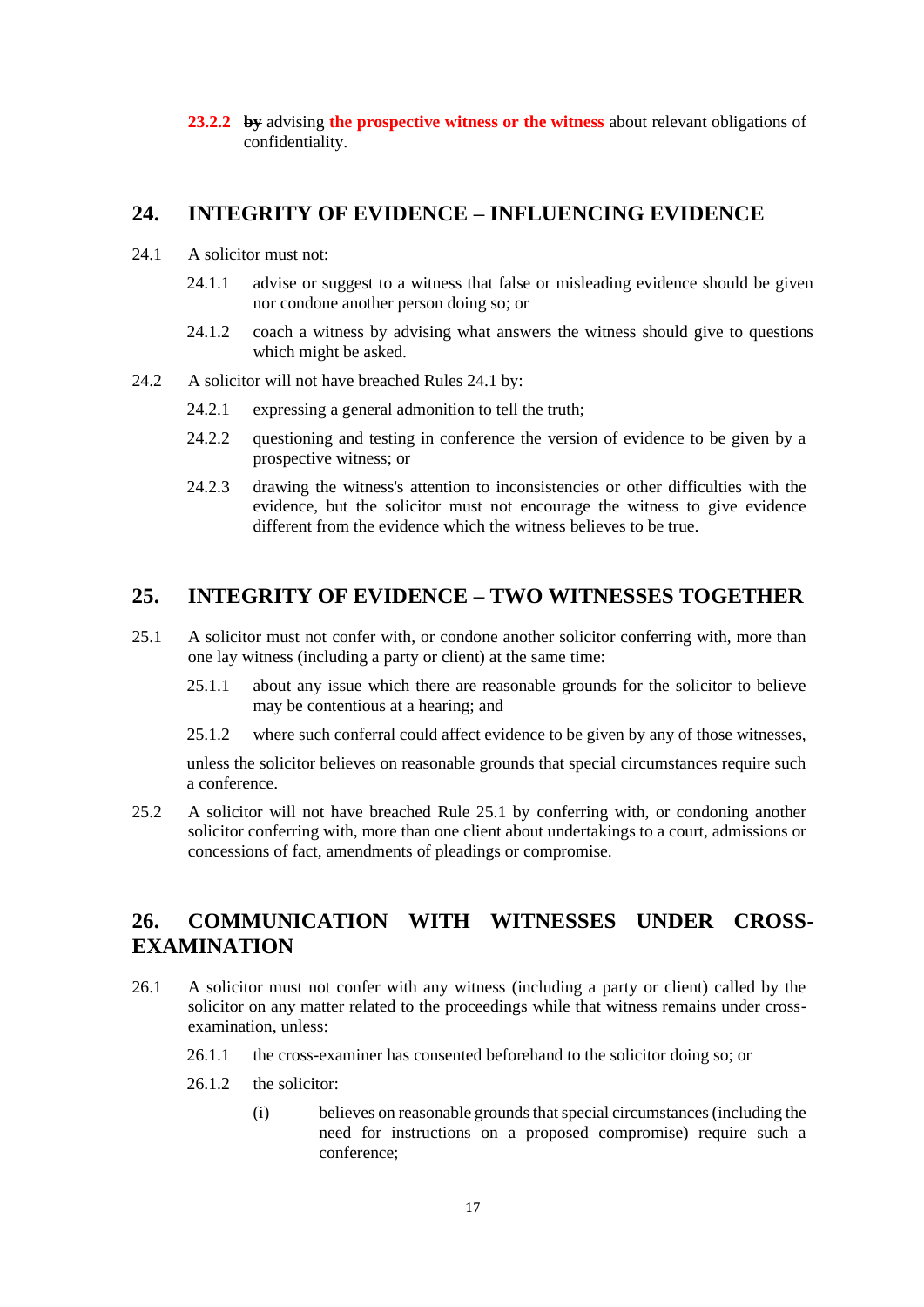**23.2.2** ~~by~~ advising **the prospective witness or the witness** about relevant obligations of confidentiality.

## 24. INTEGRITY OF EVIDENCE – INFLUENCING EVIDENCE

24.1 A solicitor must not:

24.1.1 advise or suggest to a witness that false or misleading evidence should be given nor condone another person doing so; or

24.1.2 coach a witness by advising what answers the witness should give to questions which might be asked.

24.2 A solicitor will not have breached Rules 24.1 by:

24.2.1 expressing a general admonition to tell the truth;

24.2.2 questioning and testing in conference the version of evidence to be given by a prospective witness; or

24.2.3 drawing the witness's attention to inconsistencies or other difficulties with the evidence, but the solicitor must not encourage the witness to give evidence different from the evidence which the witness believes to be true.

## 25. INTEGRITY OF EVIDENCE – TWO WITNESSES TOGETHER

25.1 A solicitor must not confer with, or condone another solicitor conferring with, more than one lay witness (including a party or client) at the same time:

25.1.1 about any issue which there are reasonable grounds for the solicitor to believe may be contentious at a hearing; and

25.1.2 where such conferral could affect evidence to be given by any of those witnesses,

unless the solicitor believes on reasonable grounds that special circumstances require such a conference.

25.2 A solicitor will not have breached Rule 25.1 by conferring with, or condoning another solicitor conferring with, more than one client about undertakings to a court, admissions or concessions of fact, amendments of pleadings or compromise.

## 26. COMMUNICATION WITH WITNESSES UNDER CROSS-EXAMINATION

26.1 A solicitor must not confer with any witness (including a party or client) called by the solicitor on any matter related to the proceedings while that witness remains under cross-examination, unless:

26.1.1 the cross-examiner has consented beforehand to the solicitor doing so; or

26.1.2 the solicitor:

(i) believes on reasonable grounds that special circumstances (including the need for instructions on a proposed compromise) require such a conference;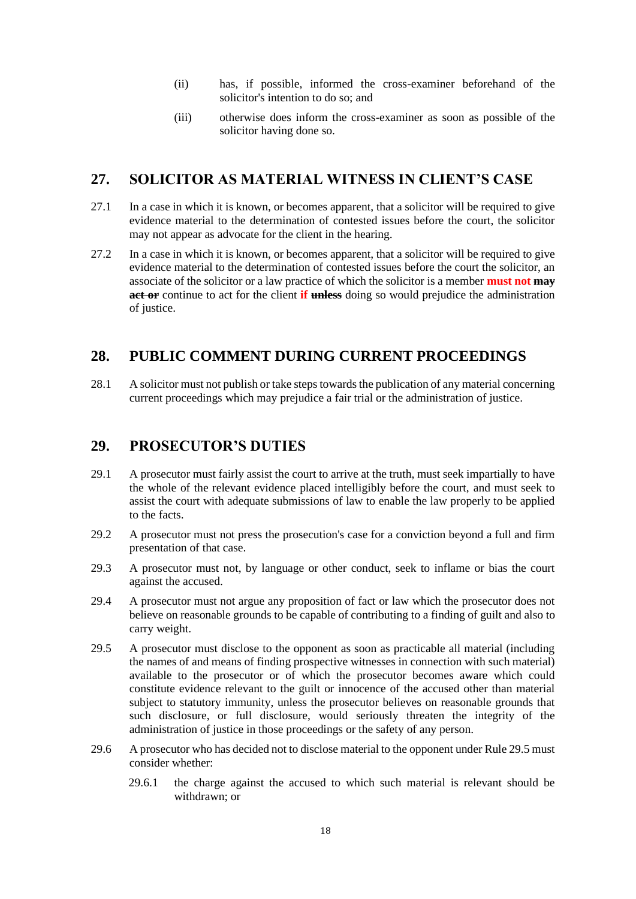(ii) has, if possible, informed the cross-examiner beforehand of the solicitor's intention to do so; and

(iii) otherwise does inform the cross-examiner as soon as possible of the solicitor having done so.

## 27. SOLICITOR AS MATERIAL WITNESS IN CLIENT'S CASE

27.1 In a case in which it is known, or becomes apparent, that a solicitor will be required to give evidence material to the determination of contested issues before the court, the solicitor may not appear as advocate for the client in the hearing.

27.2 In a case in which it is known, or becomes apparent, that a solicitor will be required to give evidence material to the determination of contested issues before the court the solicitor, an associate of the solicitor or a law practice of which the solicitor is a member **must not** ~~**may act or**~~ continue to act for the client **if** ~~**unless**~~ doing so would prejudice the administration of justice.

## 28. PUBLIC COMMENT DURING CURRENT PROCEEDINGS

28.1 A solicitor must not publish or take steps towards the publication of any material concerning current proceedings which may prejudice a fair trial or the administration of justice.

## 29. PROSECUTOR'S DUTIES

29.1 A prosecutor must fairly assist the court to arrive at the truth, must seek impartially to have the whole of the relevant evidence placed intelligibly before the court, and must seek to assist the court with adequate submissions of law to enable the law properly to be applied to the facts.

29.2 A prosecutor must not press the prosecution's case for a conviction beyond a full and firm presentation of that case.

29.3 A prosecutor must not, by language or other conduct, seek to inflame or bias the court against the accused.

29.4 A prosecutor must not argue any proposition of fact or law which the prosecutor does not believe on reasonable grounds to be capable of contributing to a finding of guilt and also to carry weight.

29.5 A prosecutor must disclose to the opponent as soon as practicable all material (including the names of and means of finding prospective witnesses in connection with such material) available to the prosecutor or of which the prosecutor becomes aware which could constitute evidence relevant to the guilt or innocence of the accused other than material subject to statutory immunity, unless the prosecutor believes on reasonable grounds that such disclosure, or full disclosure, would seriously threaten the integrity of the administration of justice in those proceedings or the safety of any person.

29.6 A prosecutor who has decided not to disclose material to the opponent under Rule 29.5 must consider whether:

29.6.1 the charge against the accused to which such material is relevant should be withdrawn; or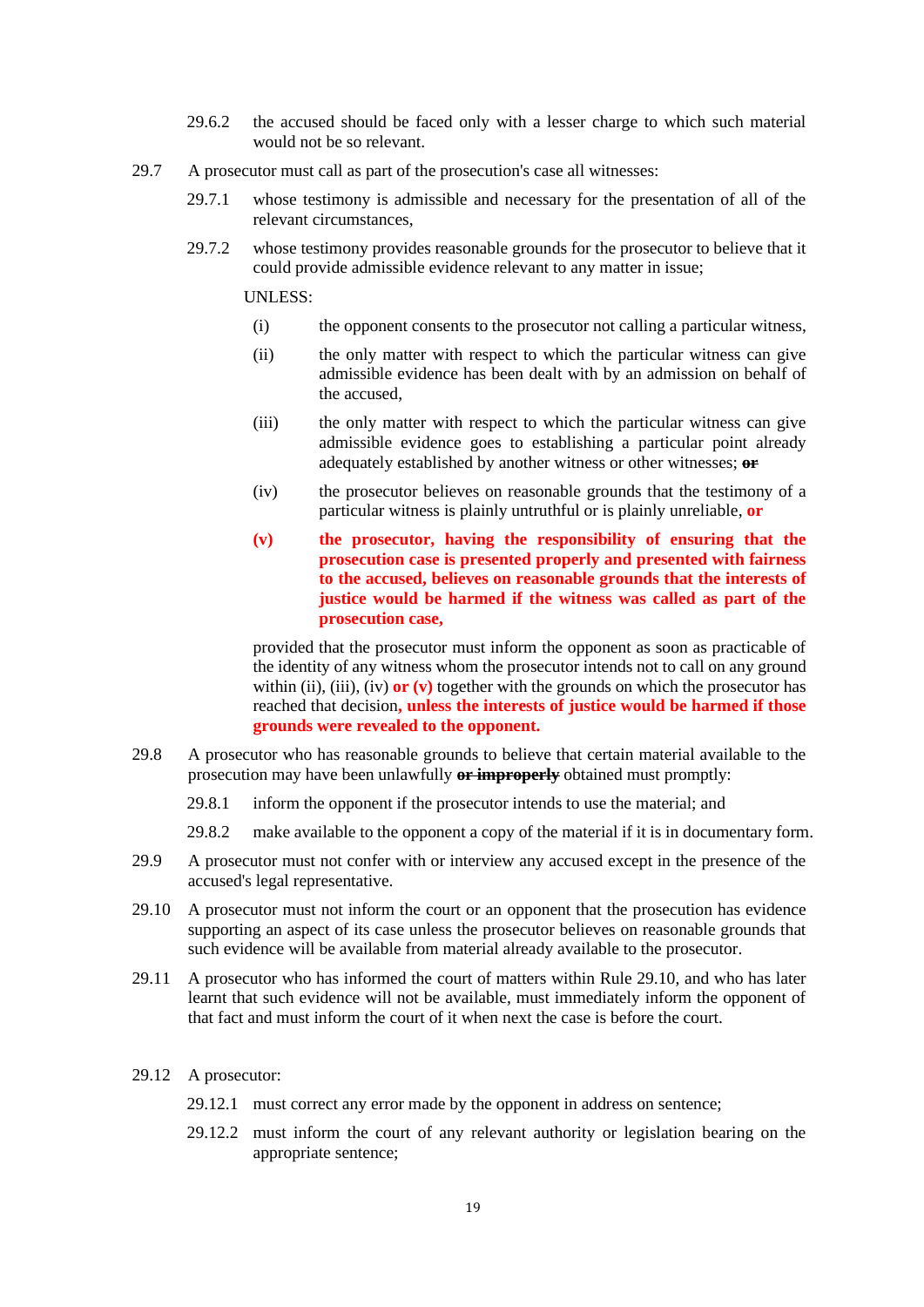29.6.2 the accused should be faced only with a lesser charge to which such material would not be so relevant.

29.7 A prosecutor must call as part of the prosecution's case all witnesses:

29.7.1 whose testimony is admissible and necessary for the presentation of all of the relevant circumstances,

29.7.2 whose testimony provides reasonable grounds for the prosecutor to believe that it could provide admissible evidence relevant to any matter in issue;

UNLESS:

(i) the opponent consents to the prosecutor not calling a particular witness,

(ii) the only matter with respect to which the particular witness can give admissible evidence has been dealt with by an admission on behalf of the accused,

(iii) the only matter with respect to which the particular witness can give admissible evidence goes to establishing a particular point already adequately established by another witness or other witnesses; ~~**or**~~

(iv) the prosecutor believes on reasonable grounds that the testimony of a particular witness is plainly untruthful or is plainly unreliable, **or**

**(v) the prosecutor, having the responsibility of ensuring that the prosecution case is presented properly and presented with fairness to the accused, believes on reasonable grounds that the interests of justice would be harmed if the witness was called as part of the prosecution case,**

provided that the prosecutor must inform the opponent as soon as practicable of the identity of any witness whom the prosecutor intends not to call on any ground within (ii), (iii), (iv) **or (v)** together with the grounds on which the prosecutor has reached that decision**, unless the interests of justice would be harmed if those grounds were revealed to the opponent.**

29.8 A prosecutor who has reasonable grounds to believe that certain material available to the prosecution may have been unlawfully ~~**or improperly**~~ obtained must promptly:

29.8.1 inform the opponent if the prosecutor intends to use the material; and

29.8.2 make available to the opponent a copy of the material if it is in documentary form.

29.9 A prosecutor must not confer with or interview any accused except in the presence of the accused's legal representative.

29.10 A prosecutor must not inform the court or an opponent that the prosecution has evidence supporting an aspect of its case unless the prosecutor believes on reasonable grounds that such evidence will be available from material already available to the prosecutor.

29.11 A prosecutor who has informed the court of matters within Rule 29.10, and who has later learnt that such evidence will not be available, must immediately inform the opponent of that fact and must inform the court of it when next the case is before the court.

29.12 A prosecutor:

29.12.1 must correct any error made by the opponent in address on sentence;

29.12.2 must inform the court of any relevant authority or legislation bearing on the appropriate sentence;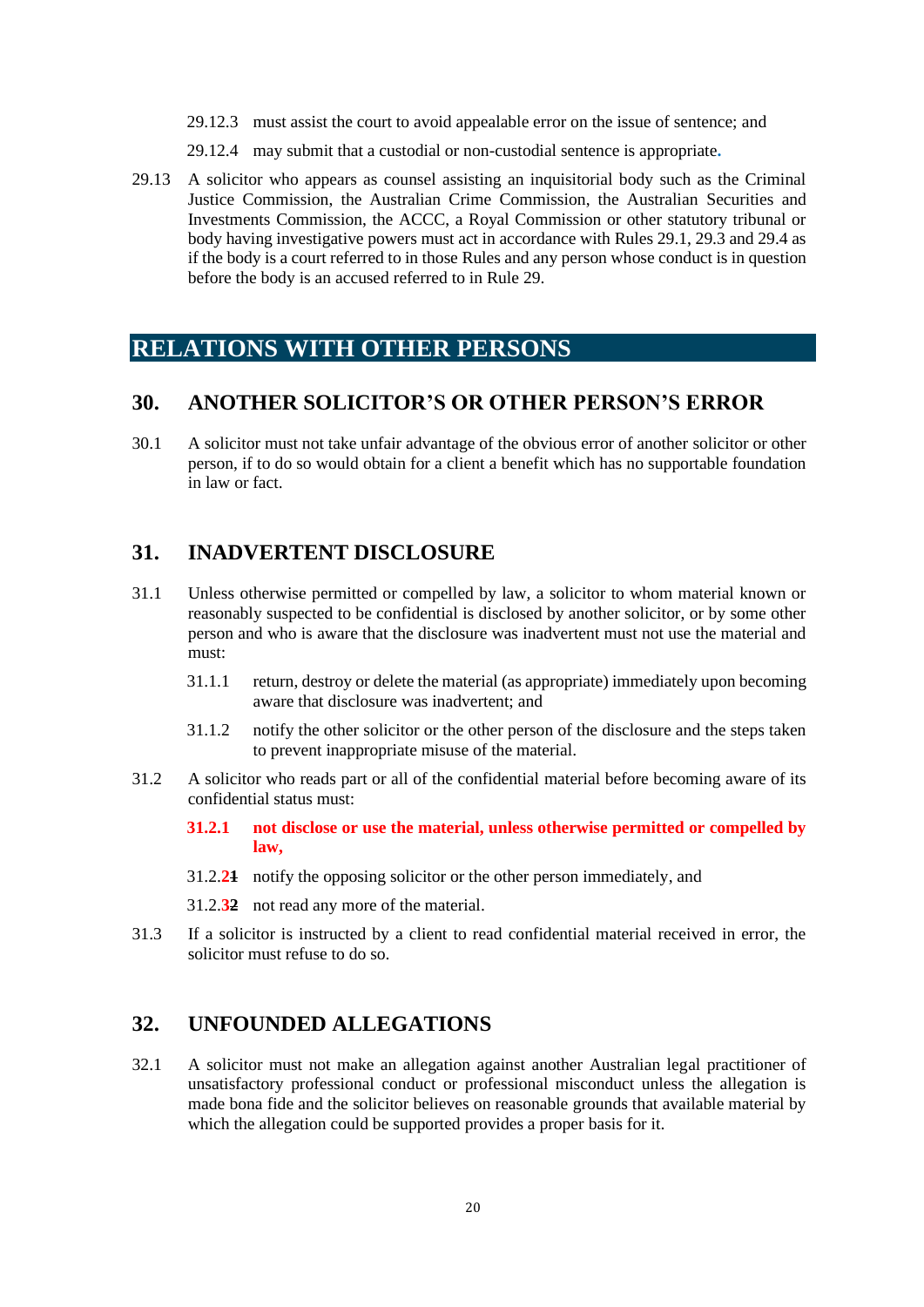29.12.3 must assist the court to avoid appealable error on the issue of sentence; and

29.12.4 may submit that a custodial or non-custodial sentence is appropriate.

29.13 A solicitor who appears as counsel assisting an inquisitorial body such as the Criminal Justice Commission, the Australian Crime Commission, the Australian Securities and Investments Commission, the ACCC, a Royal Commission or other statutory tribunal or body having investigative powers must act in accordance with Rules 29.1, 29.3 and 29.4 as if the body is a court referred to in those Rules and any person whose conduct is in question before the body is an accused referred to in Rule 29.

# RELATIONS WITH OTHER PERSONS

## 30. ANOTHER SOLICITOR'S OR OTHER PERSON'S ERROR

30.1 A solicitor must not take unfair advantage of the obvious error of another solicitor or other person, if to do so would obtain for a client a benefit which has no supportable foundation in law or fact.

## 31. INADVERTENT DISCLOSURE

31.1 Unless otherwise permitted or compelled by law, a solicitor to whom material known or reasonably suspected to be confidential is disclosed by another solicitor, or by some other person and who is aware that the disclosure was inadvertent must not use the material and must:

31.1.1 return, destroy or delete the material (as appropriate) immediately upon becoming aware that disclosure was inadvertent; and

31.1.2 notify the other solicitor or the other person of the disclosure and the steps taken to prevent inappropriate misuse of the material.

31.2 A solicitor who reads part or all of the confidential material before becoming aware of its confidential status must:

**31.2.1 not disclose or use the material, unless otherwise permitted or compelled by law,**

31.2.~~1~~2 notify the opposing solicitor or the other person immediately, and

31.2.~~2~~3 not read any more of the material.

31.3 If a solicitor is instructed by a client to read confidential material received in error, the solicitor must refuse to do so.

## 32. UNFOUNDED ALLEGATIONS

32.1 A solicitor must not make an allegation against another Australian legal practitioner of unsatisfactory professional conduct or professional misconduct unless the allegation is made bona fide and the solicitor believes on reasonable grounds that available material by which the allegation could be supported provides a proper basis for it.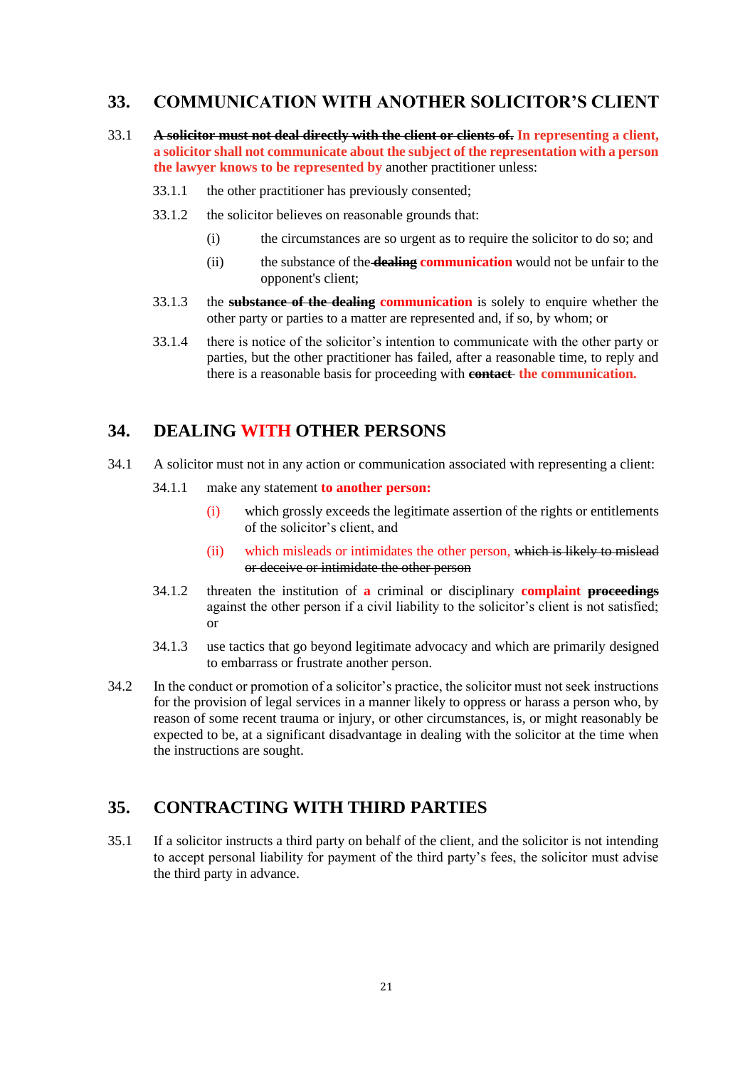## 33. COMMUNICATION WITH ANOTHER SOLICITOR'S CLIENT

33.1 ~~**A solicitor must not deal directly with the client or clients of.**~~ **In representing a client, a solicitor shall not communicate about the subject of the representation with a person the lawyer knows to be represented by** another practitioner unless:

33.1.1 the other practitioner has previously consented;

33.1.2 the solicitor believes on reasonable grounds that:

(i) the circumstances are so urgent as to require the solicitor to do so; and

(ii) the substance of the ~~**dealing**~~ **communication** would not be unfair to the opponent's client;

33.1.3 the ~~**substance of the dealing**~~ **communication** is solely to enquire whether the other party or parties to a matter are represented and, if so, by whom; or

33.1.4 there is notice of the solicitor's intention to communicate with the other party or parties, but the other practitioner has failed, after a reasonable time, to reply and there is a reasonable basis for proceeding with ~~**contact**~~ **the communication.**

## 34. DEALING WITH OTHER PERSONS

34.1 A solicitor must not in any action or communication associated with representing a client:

34.1.1 make any statement **to another person:**

(i) which grossly exceeds the legitimate assertion of the rights or entitlements of the solicitor's client, and

(ii) which misleads or intimidates the other person, ~~which is likely to mislead or deceive or intimidate the other person~~

34.1.2 threaten the institution of **a** criminal or disciplinary **complaint** ~~**proceedings**~~ against the other person if a civil liability to the solicitor's client is not satisfied; or

34.1.3 use tactics that go beyond legitimate advocacy and which are primarily designed to embarrass or frustrate another person.

34.2 In the conduct or promotion of a solicitor's practice, the solicitor must not seek instructions for the provision of legal services in a manner likely to oppress or harass a person who, by reason of some recent trauma or injury, or other circumstances, is, or might reasonably be expected to be, at a significant disadvantage in dealing with the solicitor at the time when the instructions are sought.

## 35. CONTRACTING WITH THIRD PARTIES

35.1 If a solicitor instructs a third party on behalf of the client, and the solicitor is not intending to accept personal liability for payment of the third party's fees, the solicitor must advise the third party in advance.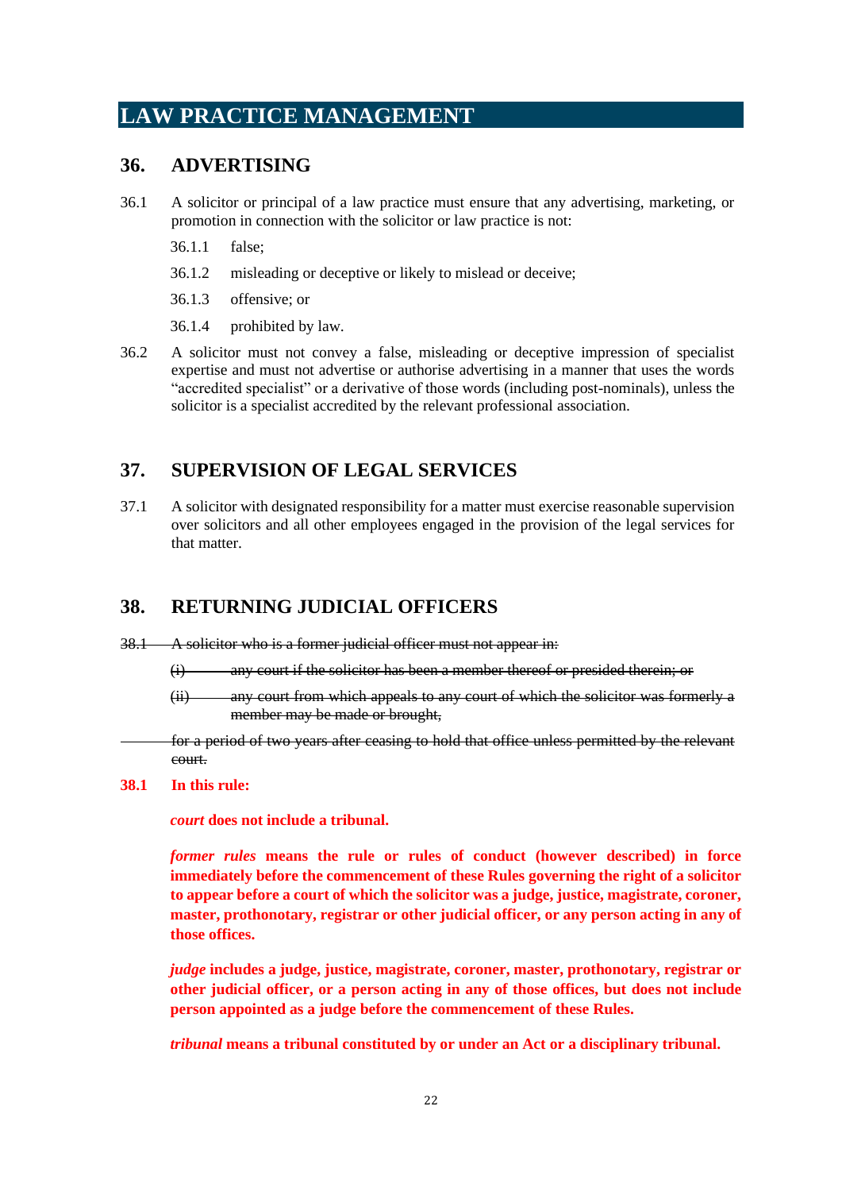# LAW PRACTICE MANAGEMENT

## 36. ADVERTISING

36.1 A solicitor or principal of a law practice must ensure that any advertising, marketing, or promotion in connection with the solicitor or law practice is not:

36.1.1 false;

36.1.2 misleading or deceptive or likely to mislead or deceive;

36.1.3 offensive; or

36.1.4 prohibited by law.

36.2 A solicitor must not convey a false, misleading or deceptive impression of specialist expertise and must not advertise or authorise advertising in a manner that uses the words "accredited specialist" or a derivative of those words (including post-nominals), unless the solicitor is a specialist accredited by the relevant professional association.

## 37. SUPERVISION OF LEGAL SERVICES

37.1 A solicitor with designated responsibility for a matter must exercise reasonable supervision over solicitors and all other employees engaged in the provision of the legal services for that matter.

## 38. RETURNING JUDICIAL OFFICERS

~~38.1 A solicitor who is a former judicial officer must not appear in:~~

~~(i) any court if the solicitor has been a member thereof or presided therein; or~~

~~(ii) any court from which appeals to any court of which the solicitor was formerly a member may be made or brought,~~

~~for a period of two years after ceasing to hold that office unless permitted by the relevant court.~~

**38.1 In this rule:**

***court*** **does not include a tribunal.**

***former rules*** **means the rule or rules of conduct (however described) in force immediately before the commencement of these Rules governing the right of a solicitor to appear before a court of which the solicitor was a judge, justice, magistrate, coroner, master, prothonotary, registrar or other judicial officer, or any person acting in any of those offices.**

***judge*** **includes a judge, justice, magistrate, coroner, master, prothonotary, registrar or other judicial officer, or a person acting in any of those offices, but does not include person appointed as a judge before the commencement of these Rules.**

***tribunal*** **means a tribunal constituted by or under an Act or a disciplinary tribunal.**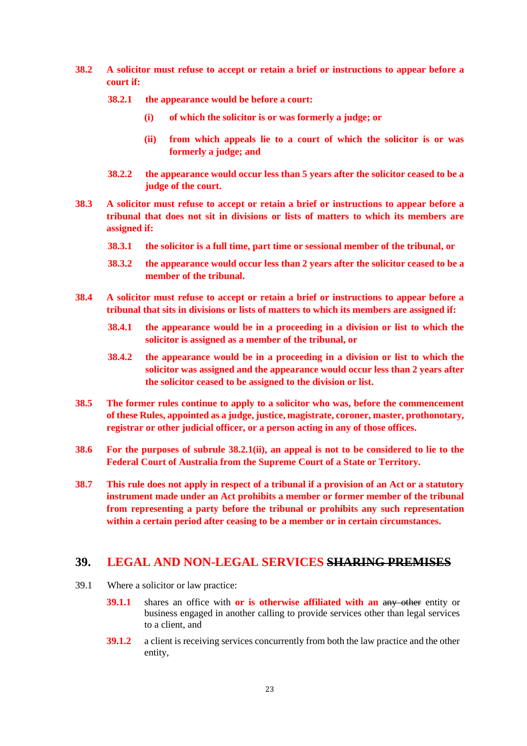**38.2 A solicitor must refuse to accept or retain a brief or instructions to appear before a court if:**

**38.2.1 the appearance would be before a court:**

**(i) of which the solicitor is or was formerly a judge; or**

**(ii) from which appeals lie to a court of which the solicitor is or was formerly a judge; and**

**38.2.2 the appearance would occur less than 5 years after the solicitor ceased to be a judge of the court.**

**38.3 A solicitor must refuse to accept or retain a brief or instructions to appear before a tribunal that does not sit in divisions or lists of matters to which its members are assigned if:**

**38.3.1 the solicitor is a full time, part time or sessional member of the tribunal, or**

**38.3.2 the appearance would occur less than 2 years after the solicitor ceased to be a member of the tribunal.**

**38.4 A solicitor must refuse to accept or retain a brief or instructions to appear before a tribunal that sits in divisions or lists of matters to which its members are assigned if:**

**38.4.1 the appearance would be in a proceeding in a division or list to which the solicitor is assigned as a member of the tribunal, or**

**38.4.2 the appearance would be in a proceeding in a division or list to which the solicitor was assigned and the appearance would occur less than 2 years after the solicitor ceased to be assigned to the division or list.**

**38.5 The former rules continue to apply to a solicitor who was, before the commencement of these Rules, appointed as a judge, justice, magistrate, coroner, master, prothonotary, registrar or other judicial officer, or a person acting in any of those offices.**

**38.6 For the purposes of subrule 38.2.1(ii), an appeal is not to be considered to lie to the Federal Court of Australia from the Supreme Court of a State or Territory.**

**38.7 This rule does not apply in respect of a tribunal if a provision of an Act or a statutory instrument made under an Act prohibits a member or former member of the tribunal from representing a party before the tribunal or prohibits any such representation within a certain period after ceasing to be a member or in certain circumstances.**

## 39. LEGAL AND NON-LEGAL SERVICES ~~SHARING PREMISES~~

39.1 Where a solicitor or law practice:

**39.1.1** shares an office with **or is otherwise affiliated with an** ~~any other~~ entity or business engaged in another calling to provide services other than legal services to a client, and

**39.1.2** a client is receiving services concurrently from both the law practice and the other entity,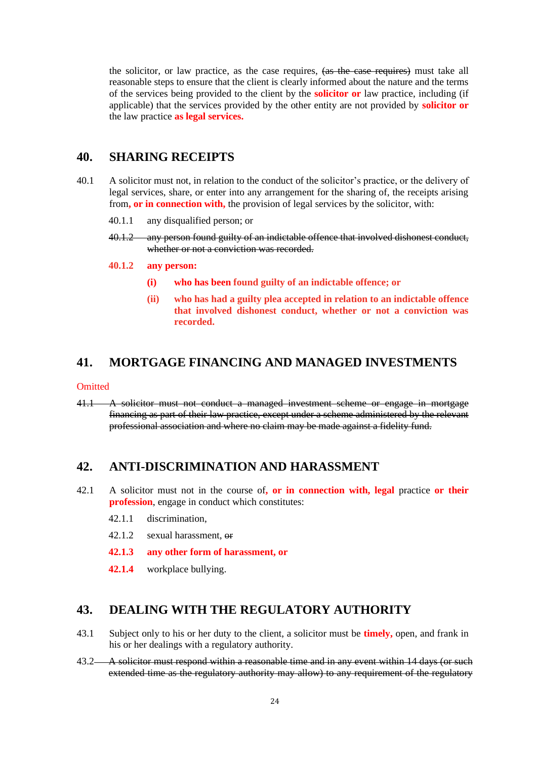the solicitor, or law practice, as the case requires, ~~(as the case requires)~~ must take all reasonable steps to ensure that the client is clearly informed about the nature and the terms of the services being provided to the client by the **solicitor or** law practice, including (if applicable) that the services provided by the other entity are not provided by **solicitor or** the law practice **as legal services.**

## 40. SHARING RECEIPTS

40.1 A solicitor must not, in relation to the conduct of the solicitor's practice, or the delivery of legal services, share, or enter into any arrangement for the sharing of, the receipts arising from**, or in connection with,** the provision of legal services by the solicitor, with:

40.1.1 any disqualified person; or

~~40.1.2 any person found guilty of an indictable offence that involved dishonest conduct, whether or not a conviction was recorded.~~

**40.1.2 any person:**

**(i) who has been** found guilty of an indictable offence; or

**(ii) who has had a guilty plea accepted in relation to an indictable offence that involved dishonest conduct, whether or not a conviction was recorded.**

## 41. MORTGAGE FINANCING AND MANAGED INVESTMENTS

Omitted

~~41.1 A solicitor must not conduct a managed investment scheme or engage in mortgage financing as part of their law practice, except under a scheme administered by the relevant professional association and where no claim may be made against a fidelity fund.~~

## 42. ANTI-DISCRIMINATION AND HARASSMENT

42.1 A solicitor must not in the course of**, or in connection with, legal** practice **or their profession**, engage in conduct which constitutes:

42.1.1 discrimination,

42.1.2 sexual harassment, ~~or~~

**42.1.3 any other form of harassment, or**

**42.1.4** workplace bullying.

## 43. DEALING WITH THE REGULATORY AUTHORITY

43.1 Subject only to his or her duty to the client, a solicitor must be **timely,** open, and frank in his or her dealings with a regulatory authority.

~~43.2 A solicitor must respond within a reasonable time and in any event within 14 days (or such extended time as the regulatory authority may allow) to any requirement of the regulatory~~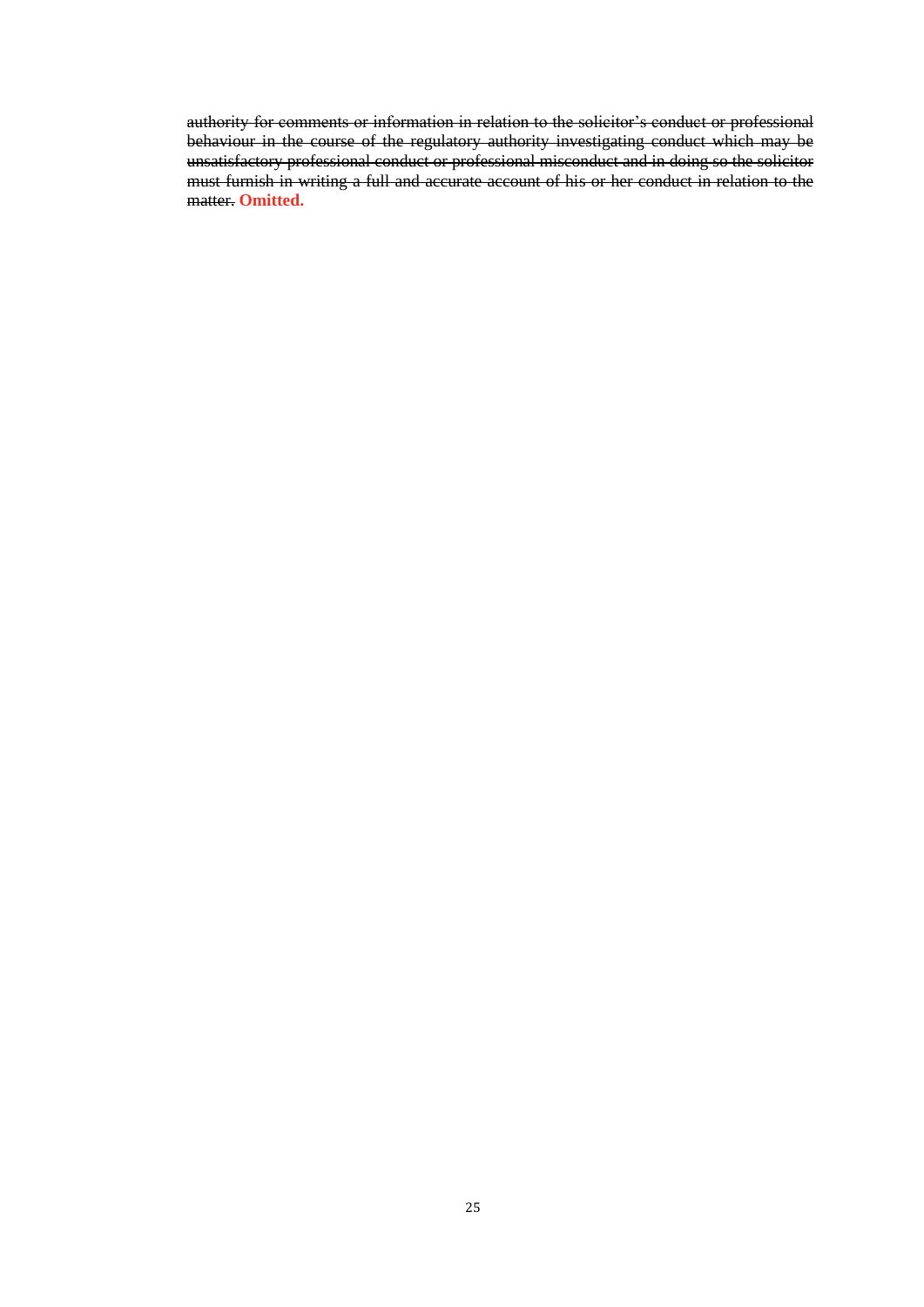~~authority for comments or information in relation to the solicitor's conduct or professional behaviour in the course of the regulatory authority investigating conduct which may be unsatisfactory professional conduct or professional misconduct and in doing so the solicitor must furnish in writing a full and accurate account of his or her conduct in relation to the matter.~~ **Omitted.**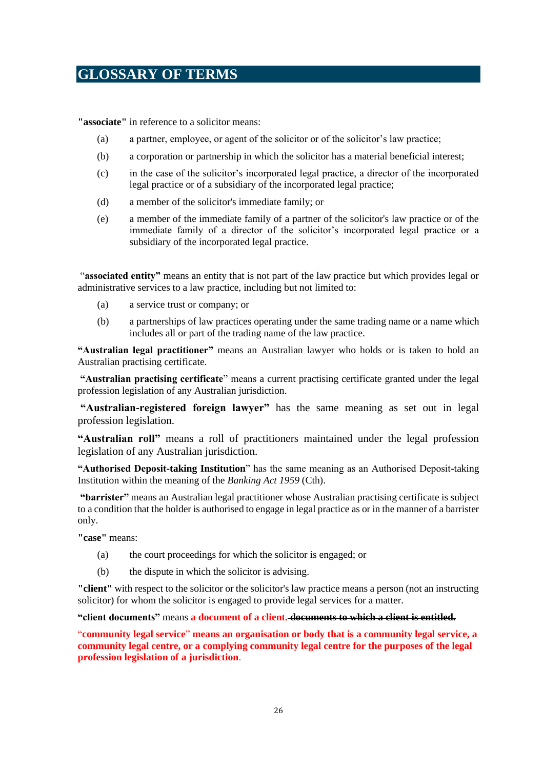# GLOSSARY OF TERMS

**"associate"** in reference to a solicitor means:

(a) a partner, employee, or agent of the solicitor or of the solicitor's law practice;

(b) a corporation or partnership in which the solicitor has a material beneficial interest;

(c) in the case of the solicitor's incorporated legal practice, a director of the incorporated legal practice or of a subsidiary of the incorporated legal practice;

(d) a member of the solicitor's immediate family; or

(e) a member of the immediate family of a partner of the solicitor's law practice or of the immediate family of a director of the solicitor's incorporated legal practice or a subsidiary of the incorporated legal practice.

"**associated entity"** means an entity that is not part of the law practice but which provides legal or administrative services to a law practice, including but not limited to:

(a) a service trust or company; or

(b) a partnerships of law practices operating under the same trading name or a name which includes all or part of the trading name of the law practice.

**"Australian legal practitioner"** means an Australian lawyer who holds or is taken to hold an Australian practising certificate.

**"Australian practising certificate**" means a current practising certificate granted under the legal profession legislation of any Australian jurisdiction.

**"Australian-registered foreign lawyer"** has the same meaning as set out in legal profession legislation.

**"Australian roll"** means a roll of practitioners maintained under the legal profession legislation of any Australian jurisdiction.

**"Authorised Deposit-taking Institution**" has the same meaning as an Authorised Deposit-taking Institution within the meaning of the *Banking Act 1959* (Cth).

**"barrister"** means an Australian legal practitioner whose Australian practising certificate is subject to a condition that the holder is authorised to engage in legal practice as or in the manner of a barrister only.

**"case"** means:

(a) the court proceedings for which the solicitor is engaged; or

(b) the dispute in which the solicitor is advising.

**"client"** with respect to the solicitor or the solicitor's law practice means a person (not an instructing solicitor) for whom the solicitor is engaged to provide legal services for a matter.

**"client documents"** means **a document of a client**. ~~**documents to which a client is entitled.**~~

"**community legal service**" **means an organisation or body that is a community legal service, a community legal centre, or a complying community legal centre for the purposes of the legal profession legislation of a jurisdiction**.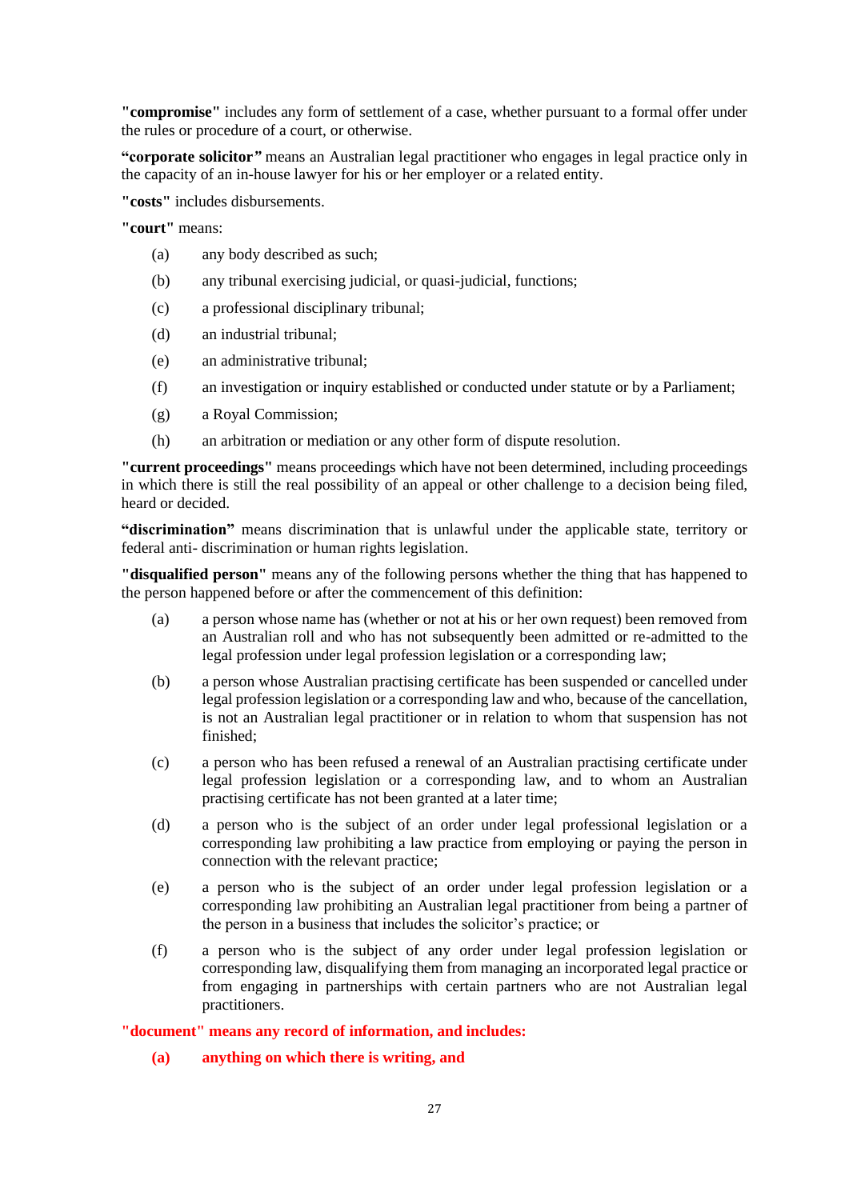**"compromise"** includes any form of settlement of a case, whether pursuant to a formal offer under the rules or procedure of a court, or otherwise.

**"corporate solicitor"** means an Australian legal practitioner who engages in legal practice only in the capacity of an in-house lawyer for his or her employer or a related entity.

**"costs"** includes disbursements.

**"court"** means:

(a) any body described as such;

(b) any tribunal exercising judicial, or quasi-judicial, functions;

(c) a professional disciplinary tribunal;

(d) an industrial tribunal;

(e) an administrative tribunal;

(f) an investigation or inquiry established or conducted under statute or by a Parliament;

(g) a Royal Commission;

(h) an arbitration or mediation or any other form of dispute resolution.

**"current proceedings"** means proceedings which have not been determined, including proceedings in which there is still the real possibility of an appeal or other challenge to a decision being filed, heard or decided.

**"discrimination"** means discrimination that is unlawful under the applicable state, territory or federal anti- discrimination or human rights legislation.

**"disqualified person"** means any of the following persons whether the thing that has happened to the person happened before or after the commencement of this definition:

(a) a person whose name has (whether or not at his or her own request) been removed from an Australian roll and who has not subsequently been admitted or re-admitted to the legal profession under legal profession legislation or a corresponding law;

(b) a person whose Australian practising certificate has been suspended or cancelled under legal profession legislation or a corresponding law and who, because of the cancellation, is not an Australian legal practitioner or in relation to whom that suspension has not finished;

(c) a person who has been refused a renewal of an Australian practising certificate under legal profession legislation or a corresponding law, and to whom an Australian practising certificate has not been granted at a later time;

(d) a person who is the subject of an order under legal professional legislation or a corresponding law prohibiting a law practice from employing or paying the person in connection with the relevant practice;

(e) a person who is the subject of an order under legal profession legislation or a corresponding law prohibiting an Australian legal practitioner from being a partner of the person in a business that includes the solicitor's practice; or

(f) a person who is the subject of any order under legal profession legislation or corresponding law, disqualifying them from managing an incorporated legal practice or from engaging in partnerships with certain partners who are not Australian legal practitioners.

**"document" means any record of information, and includes:**

**(a) anything on which there is writing, and**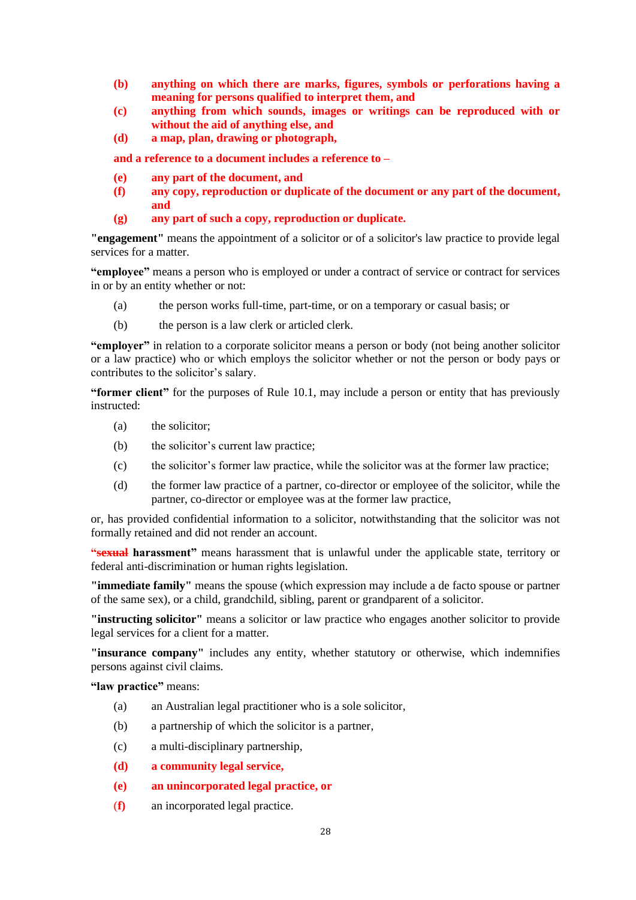(b) **anything on which there are marks, figures, symbols or perforations having a meaning for persons qualified to interpret them, and**

(c) **anything from which sounds, images or writings can be reproduced with or without the aid of anything else, and**

(d) **a map, plan, drawing or photograph,**

**and a reference to a document includes a reference to –**

(e) **any part of the document, and**

(f) **any copy, reproduction or duplicate of the document or any part of the document, and**

(g) **any part of such a copy, reproduction or duplicate.**

**"engagement"** means the appointment of a solicitor or of a solicitor's law practice to provide legal services for a matter.

**"employee"** means a person who is employed or under a contract of service or contract for services in or by an entity whether or not:

(a) the person works full-time, part-time, or on a temporary or casual basis; or

(b) the person is a law clerk or articled clerk.

**"employer"** in relation to a corporate solicitor means a person or body (not being another solicitor or a law practice) who or which employs the solicitor whether or not the person or body pays or contributes to the solicitor's salary.

**"former client"** for the purposes of Rule 10.1, may include a person or entity that has previously instructed:

(a) the solicitor;

(b) the solicitor's current law practice;

(c) the solicitor's former law practice, while the solicitor was at the former law practice;

(d) the former law practice of a partner, co-director or employee of the solicitor, while the partner, co-director or employee was at the former law practice,

or, has provided confidential information to a solicitor, notwithstanding that the solicitor was not formally retained and did not render an account.

**"~~sexual~~ harassment"** means harassment that is unlawful under the applicable state, territory or federal anti-discrimination or human rights legislation.

**"immediate family"** means the spouse (which expression may include a de facto spouse or partner of the same sex), or a child, grandchild, sibling, parent or grandparent of a solicitor.

**"instructing solicitor"** means a solicitor or law practice who engages another solicitor to provide legal services for a client for a matter.

**"insurance company"** includes any entity, whether statutory or otherwise, which indemnifies persons against civil claims.

**"law practice"** means:

(a) an Australian legal practitioner who is a sole solicitor,

(b) a partnership of which the solicitor is a partner,

(c) a multi-disciplinary partnership,

(d) **a community legal service,**

(e) **an unincorporated legal practice, or**

(f) an incorporated legal practice.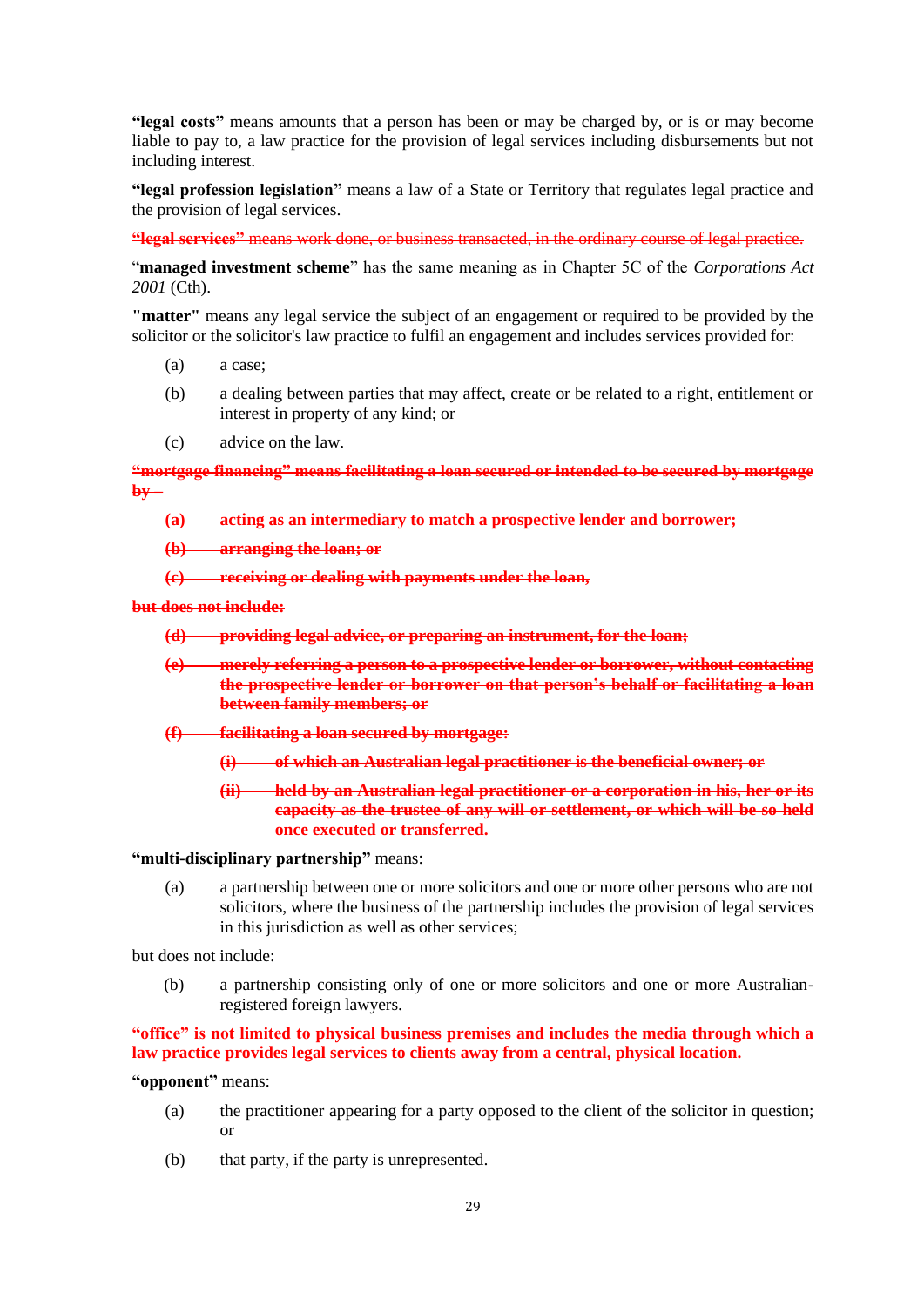**"legal costs"** means amounts that a person has been or may be charged by, or is or may become liable to pay to, a law practice for the provision of legal services including disbursements but not including interest.

**"legal profession legislation"** means a law of a State or Territory that regulates legal practice and the provision of legal services.

~~**"legal services"** means work done, or business transacted, in the ordinary course of legal practice.~~

"**managed investment scheme**" has the same meaning as in Chapter 5C of the *Corporations Act 2001* (Cth).

**"matter"** means any legal service the subject of an engagement or required to be provided by the solicitor or the solicitor's law practice to fulfil an engagement and includes services provided for:

(a) a case;

(b) a dealing between parties that may affect, create or be related to a right, entitlement or interest in property of any kind; or

(c) advice on the law.

~~**"mortgage financing" means facilitating a loan secured or intended to be secured by mortgage by –**~~

~~**(a) acting as an intermediary to match a prospective lender and borrower;**~~

~~**(b) arranging the loan; or**~~

~~**(c) receiving or dealing with payments under the loan,**~~

~~**but does not include:**~~

~~**(d) providing legal advice, or preparing an instrument, for the loan;**~~

~~**(e) merely referring a person to a prospective lender or borrower, without contacting the prospective lender or borrower on that person's behalf or facilitating a loan between family members; or**~~

~~**(f) facilitating a loan secured by mortgage:**~~

~~**(i) of which an Australian legal practitioner is the beneficial owner; or**~~

~~**(ii) held by an Australian legal practitioner or a corporation in his, her or its capacity as the trustee of any will or settlement, or which will be so held once executed or transferred.**~~

**"multi-disciplinary partnership"** means:

(a) a partnership between one or more solicitors and one or more other persons who are not solicitors, where the business of the partnership includes the provision of legal services in this jurisdiction as well as other services;

but does not include:

(b) a partnership consisting only of one or more solicitors and one or more Australian-registered foreign lawyers.

**"office" is not limited to physical business premises and includes the media through which a law practice provides legal services to clients away from a central, physical location.**

**"opponent"** means:

(a) the practitioner appearing for a party opposed to the client of the solicitor in question; or

(b) that party, if the party is unrepresented.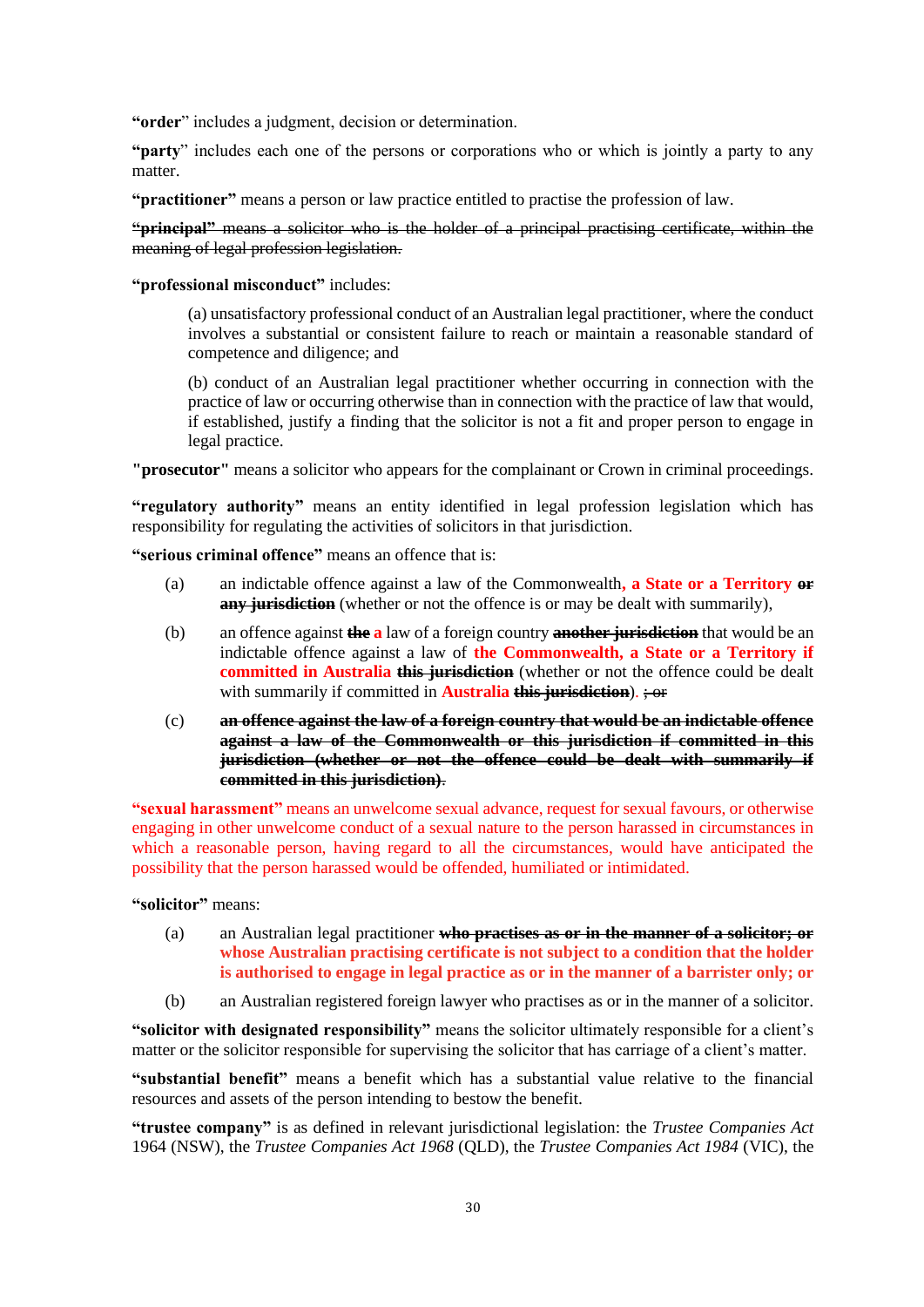**"order"** includes a judgment, decision or determination.

**"party"** includes each one of the persons or corporations who or which is jointly a party to any matter.

**"practitioner"** means a person or law practice entitled to practise the profession of law.

~~**"principal"** means a solicitor who is the holder of a principal practising certificate, within the meaning of legal profession legislation.~~

**"professional misconduct"** includes:

> (a) unsatisfactory professional conduct of an Australian legal practitioner, where the conduct involves a substantial or consistent failure to reach or maintain a reasonable standard of competence and diligence; and
>
> (b) conduct of an Australian legal practitioner whether occurring in connection with the practice of law or occurring otherwise than in connection with the practice of law that would, if established, justify a finding that the solicitor is not a fit and proper person to engage in legal practice.

**"prosecutor"** means a solicitor who appears for the complainant or Crown in criminal proceedings.

**"regulatory authority"** means an entity identified in legal profession legislation which has responsibility for regulating the activities of solicitors in that jurisdiction.

**"serious criminal offence"** means an offence that is:

(a) an indictable offence against a law of the Commonwealth**, a State or a Territory** ~~**or any jurisdiction**~~ (whether or not the offence is or may be dealt with summarily),

(b) an offence against ~~**the**~~ **a** law of a foreign country ~~**another jurisdiction**~~ that would be an indictable offence against a law of **the Commonwealth, a State or a Territory if committed in Australia** ~~**this jurisdiction**~~ (whether or not the offence could be dealt with summarily if committed in **Australia** ~~**this jurisdiction**~~). ~~; or~~

(c) ~~**an offence against the law of a foreign country that would be an indictable offence against a law of the Commonwealth or this jurisdiction if committed in this jurisdiction (whether or not the offence could be dealt with summarily if committed in this jurisdiction)**~~.

**"sexual harassment"** means an unwelcome sexual advance, request for sexual favours, or otherwise engaging in other unwelcome conduct of a sexual nature to the person harassed in circumstances in which a reasonable person, having regard to all the circumstances, would have anticipated the possibility that the person harassed would be offended, humiliated or intimidated.

**"solicitor"** means:

(a) an Australian legal practitioner ~~**who practises as or in the manner of a solicitor; or**~~ **whose Australian practising certificate is not subject to a condition that the holder is authorised to engage in legal practice as or in the manner of a barrister only; or**

(b) an Australian registered foreign lawyer who practises as or in the manner of a solicitor.

**"solicitor with designated responsibility"** means the solicitor ultimately responsible for a client's matter or the solicitor responsible for supervising the solicitor that has carriage of a client's matter.

**"substantial benefit"** means a benefit which has a substantial value relative to the financial resources and assets of the person intending to bestow the benefit.

**"trustee company"** is as defined in relevant jurisdictional legislation: the *Trustee Companies Act* 1964 (NSW), the *Trustee Companies Act 1968* (QLD), the *Trustee Companies Act 1984* (VIC), the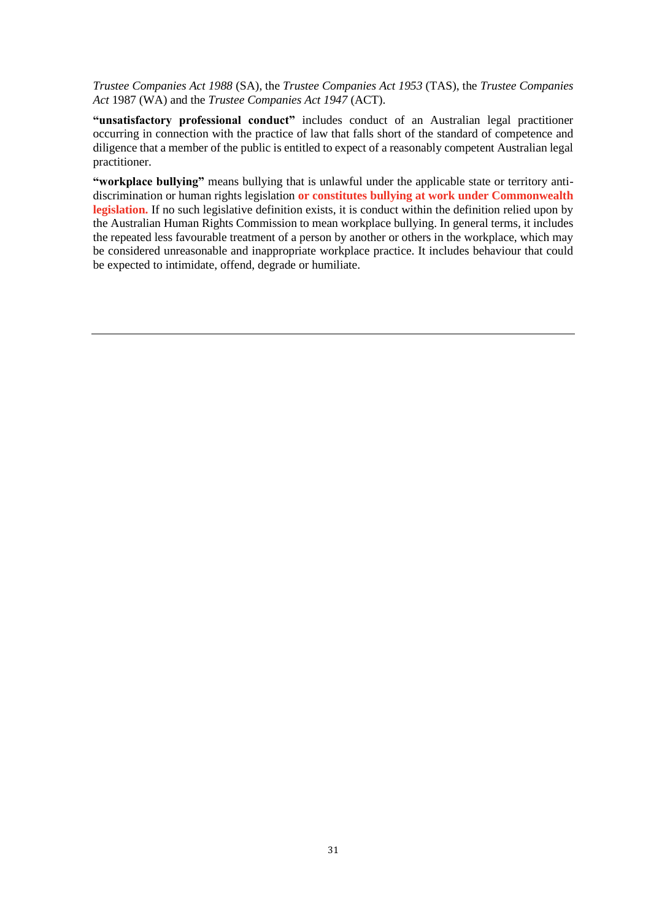*Trustee Companies Act 1988* (SA), the *Trustee Companies Act 1953* (TAS), the *Trustee Companies Act* 1987 (WA) and the *Trustee Companies Act 1947* (ACT).

**"unsatisfactory professional conduct"** includes conduct of an Australian legal practitioner occurring in connection with the practice of law that falls short of the standard of competence and diligence that a member of the public is entitled to expect of a reasonably competent Australian legal practitioner.

**"workplace bullying"** means bullying that is unlawful under the applicable state or territory anti-discrimination or human rights legislation **or constitutes bullying at work under Commonwealth legislation.** If no such legislative definition exists, it is conduct within the definition relied upon by the Australian Human Rights Commission to mean workplace bullying. In general terms, it includes the repeated less favourable treatment of a person by another or others in the workplace, which may be considered unreasonable and inappropriate workplace practice. It includes behaviour that could be expected to intimidate, offend, degrade or humiliate.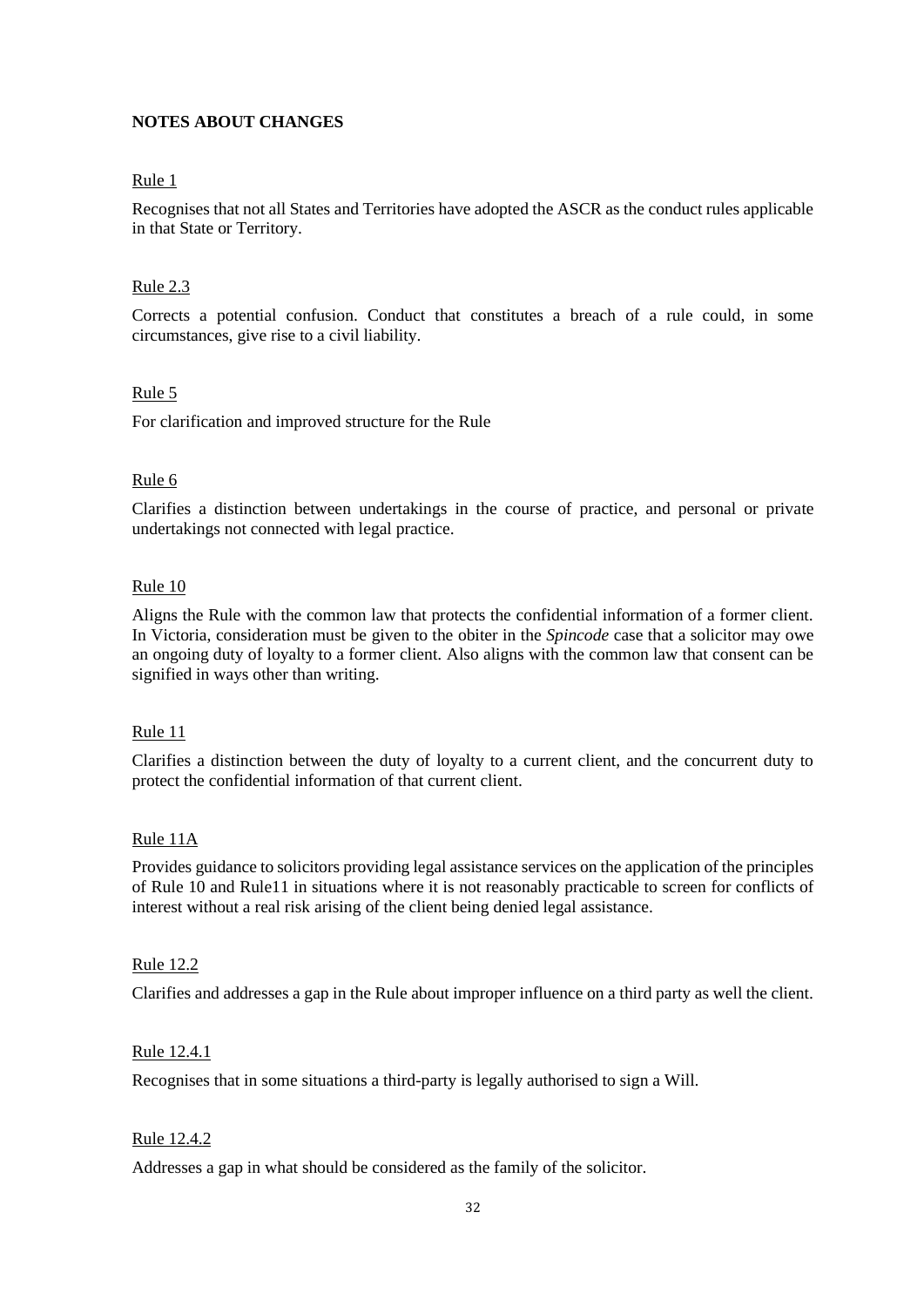**NOTES ABOUT CHANGES**

Rule 1

Recognises that not all States and Territories have adopted the ASCR as the conduct rules applicable in that State or Territory.

Rule 2.3

Corrects a potential confusion. Conduct that constitutes a breach of a rule could, in some circumstances, give rise to a civil liability.

Rule 5

For clarification and improved structure for the Rule

Rule 6

Clarifies a distinction between undertakings in the course of practice, and personal or private undertakings not connected with legal practice.

Rule 10

Aligns the Rule with the common law that protects the confidential information of a former client. In Victoria, consideration must be given to the obiter in the *Spincode* case that a solicitor may owe an ongoing duty of loyalty to a former client. Also aligns with the common law that consent can be signified in ways other than writing.

Rule 11

Clarifies a distinction between the duty of loyalty to a current client, and the concurrent duty to protect the confidential information of that current client.

Rule 11A

Provides guidance to solicitors providing legal assistance services on the application of the principles of Rule 10 and Rule11 in situations where it is not reasonably practicable to screen for conflicts of interest without a real risk arising of the client being denied legal assistance.

Rule 12.2

Clarifies and addresses a gap in the Rule about improper influence on a third party as well the client.

Rule 12.4.1

Recognises that in some situations a third-party is legally authorised to sign a Will.

Rule 12.4.2

Addresses a gap in what should be considered as the family of the solicitor.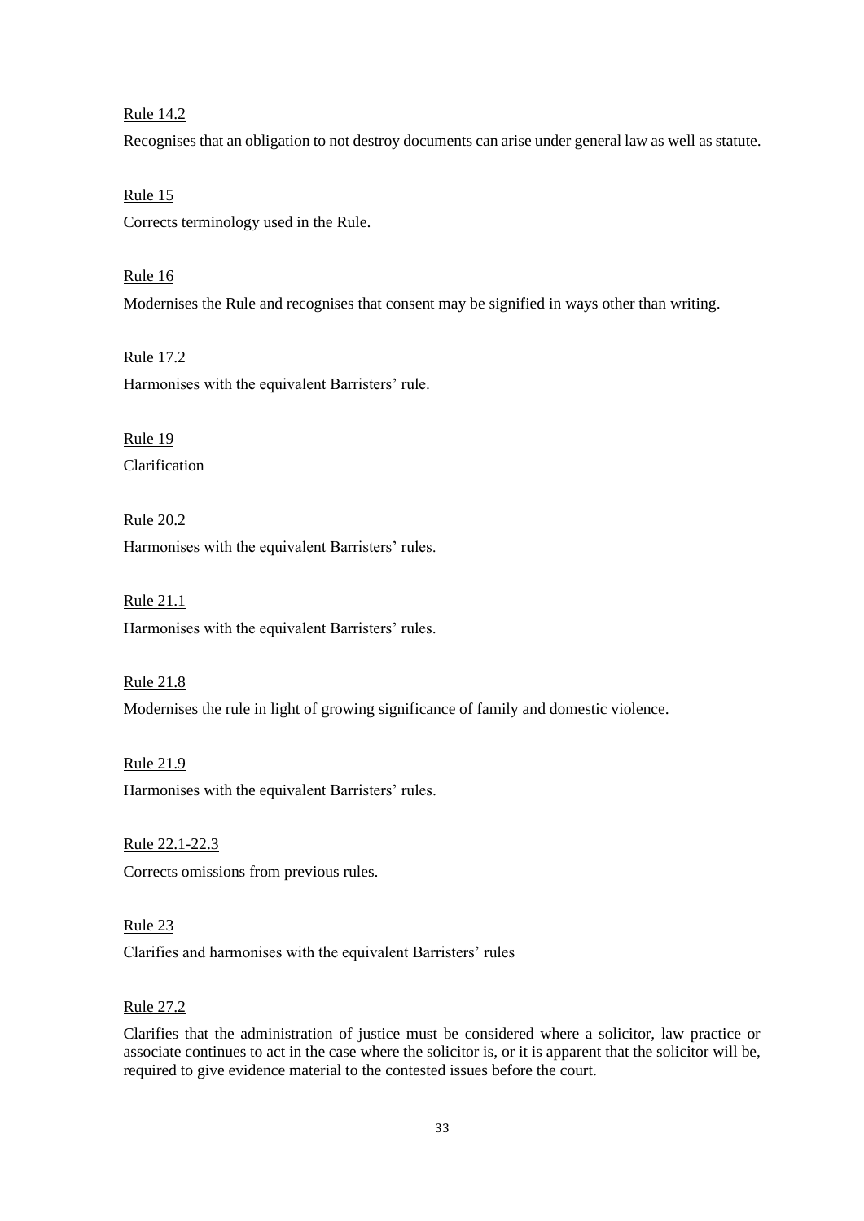Rule 14.2

Recognises that an obligation to not destroy documents can arise under general law as well as statute.

Rule 15

Corrects terminology used in the Rule.

Rule 16

Modernises the Rule and recognises that consent may be signified in ways other than writing.

Rule 17.2

Harmonises with the equivalent Barristers' rule.

Rule 19

Clarification

Rule 20.2

Harmonises with the equivalent Barristers' rules.

Rule 21.1

Harmonises with the equivalent Barristers' rules.

Rule 21.8

Modernises the rule in light of growing significance of family and domestic violence.

Rule 21.9

Harmonises with the equivalent Barristers' rules.

Rule 22.1-22.3

Corrects omissions from previous rules.

Rule 23

Clarifies and harmonises with the equivalent Barristers' rules

Rule 27.2

Clarifies that the administration of justice must be considered where a solicitor, law practice or associate continues to act in the case where the solicitor is, or it is apparent that the solicitor will be, required to give evidence material to the contested issues before the court.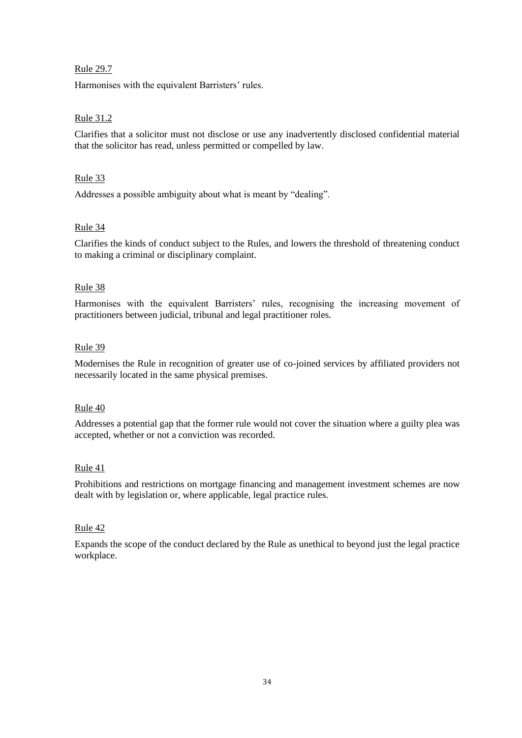Rule 29.7

Harmonises with the equivalent Barristers' rules.

Rule 31.2

Clarifies that a solicitor must not disclose or use any inadvertently disclosed confidential material that the solicitor has read, unless permitted or compelled by law.

Rule 33

Addresses a possible ambiguity about what is meant by "dealing".

Rule 34

Clarifies the kinds of conduct subject to the Rules, and lowers the threshold of threatening conduct to making a criminal or disciplinary complaint.

Rule 38

Harmonises with the equivalent Barristers' rules, recognising the increasing movement of practitioners between judicial, tribunal and legal practitioner roles.

Rule 39

Modernises the Rule in recognition of greater use of co-joined services by affiliated providers not necessarily located in the same physical premises.

Rule 40

Addresses a potential gap that the former rule would not cover the situation where a guilty plea was accepted, whether or not a conviction was recorded.

Rule 41

Prohibitions and restrictions on mortgage financing and management investment schemes are now dealt with by legislation or, where applicable, legal practice rules.

Rule 42

Expands the scope of the conduct declared by the Rule as unethical to beyond just the legal practice workplace.